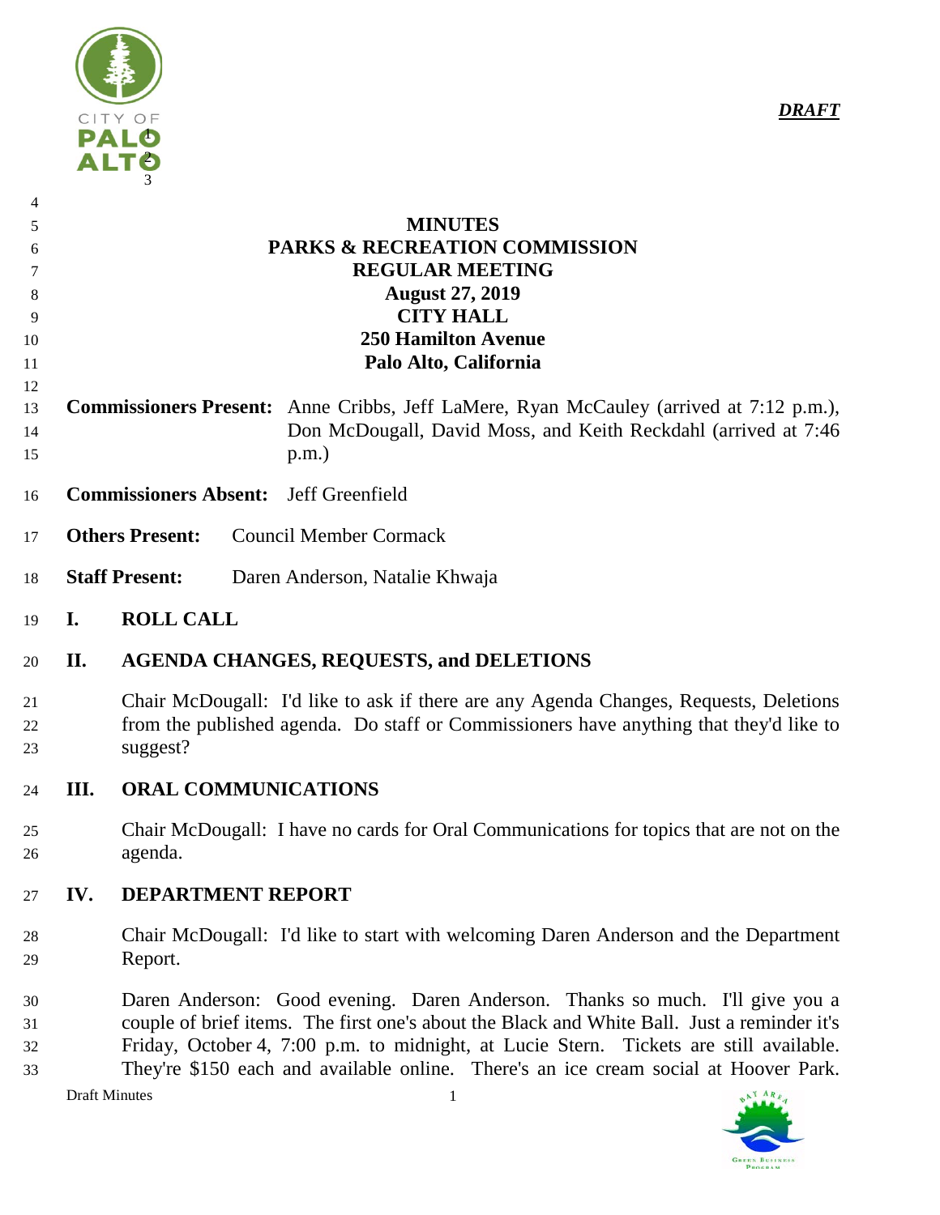*DRAFT*

# MINUTES
## PARKS & RECREATION COMMISSION
## REGULAR MEETING
**August 27, 2019**
**CITY HALL**
**250 Hamilton Avenue**
**Palo Alto, California**

**Commissioners Present:** Anne Cribbs, Jeff LaMere, Ryan McCauley (arrived at 7:12 p.m.), Don McDougall, David Moss, and Keith Reckdahl (arrived at 7:46 p.m.)

**Commissioners Absent:** Jeff Greenfield

**Others Present:** Council Member Cormack

**Staff Present:** Daren Anderson, Natalie Khwaja

## I. ROLL CALL

## II. AGENDA CHANGES, REQUESTS, and DELETIONS

Chair McDougall: I'd like to ask if there are any Agenda Changes, Requests, Deletions from the published agenda. Do staff or Commissioners have anything that they'd like to suggest?

## III. ORAL COMMUNICATIONS

Chair McDougall: I have no cards for Oral Communications for topics that are not on the agenda.

## IV. DEPARTMENT REPORT

Chair McDougall: I'd like to start with welcoming Daren Anderson and the Department Report.

Daren Anderson: Good evening. Daren Anderson. Thanks so much. I'll give you a couple of brief items. The first one's about the Black and White Ball. Just a reminder it's Friday, October 4, 7:00 p.m. to midnight, at Lucie Stern. Tickets are still available. They're $150 each and available online. There's an ice cream social at Hoover Park.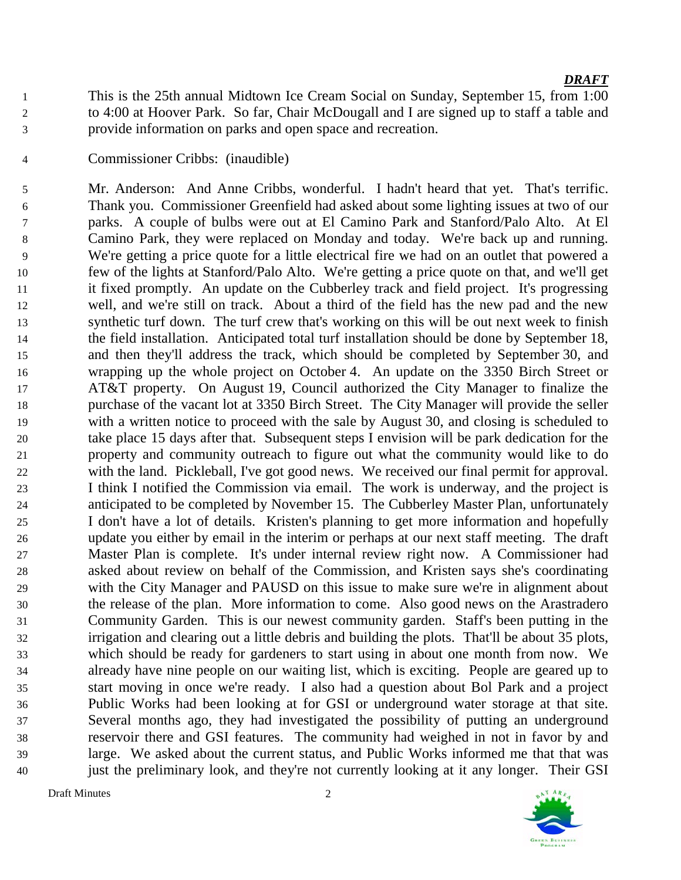This is the 25th annual Midtown Ice Cream Social on Sunday, September 15, from 1:00 to 4:00 at Hoover Park. So far, Chair McDougall and I are signed up to staff a table and provide information on parks and open space and recreation.

Commissioner Cribbs: (inaudible)

Mr. Anderson: And Anne Cribbs, wonderful. I hadn't heard that yet. That's terrific. Thank you. Commissioner Greenfield had asked about some lighting issues at two of our parks. A couple of bulbs were out at El Camino Park and Stanford/Palo Alto. At El Camino Park, they were replaced on Monday and today. We're back up and running. We're getting a price quote for a little electrical fire we had on an outlet that powered a few of the lights at Stanford/Palo Alto. We're getting a price quote on that, and we'll get it fixed promptly. An update on the Cubberley track and field project. It's progressing well, and we're still on track. About a third of the field has the new pad and the new synthetic turf down. The turf crew that's working on this will be out next week to finish the field installation. Anticipated total turf installation should be done by September 18, and then they'll address the track, which should be completed by September 30, and wrapping up the whole project on October 4. An update on the 3350 Birch Street or AT&T property. On August 19, Council authorized the City Manager to finalize the purchase of the vacant lot at 3350 Birch Street. The City Manager will provide the seller with a written notice to proceed with the sale by August 30, and closing is scheduled to take place 15 days after that. Subsequent steps I envision will be park dedication for the property and community outreach to figure out what the community would like to do with the land. Pickleball, I've got good news. We received our final permit for approval. I think I notified the Commission via email. The work is underway, and the project is anticipated to be completed by November 15. The Cubberley Master Plan, unfortunately I don't have a lot of details. Kristen's planning to get more information and hopefully update you either by email in the interim or perhaps at our next staff meeting. The draft Master Plan is complete. It's under internal review right now. A Commissioner had asked about review on behalf of the Commission, and Kristen says she's coordinating with the City Manager and PAUSD on this issue to make sure we're in alignment about the release of the plan. More information to come. Also good news on the Arastradero Community Garden. This is our newest community garden. Staff's been putting in the irrigation and clearing out a little debris and building the plots. That'll be about 35 plots, which should be ready for gardeners to start using in about one month from now. We already have nine people on our waiting list, which is exciting. People are geared up to start moving in once we're ready. I also had a question about Bol Park and a project Public Works had been looking at for GSI or underground water storage at that site. Several months ago, they had investigated the possibility of putting an underground reservoir there and GSI features. The community had weighed in not in favor by and large. We asked about the current status, and Public Works informed me that that was just the preliminary look, and they're not currently looking at it any longer. Their GSI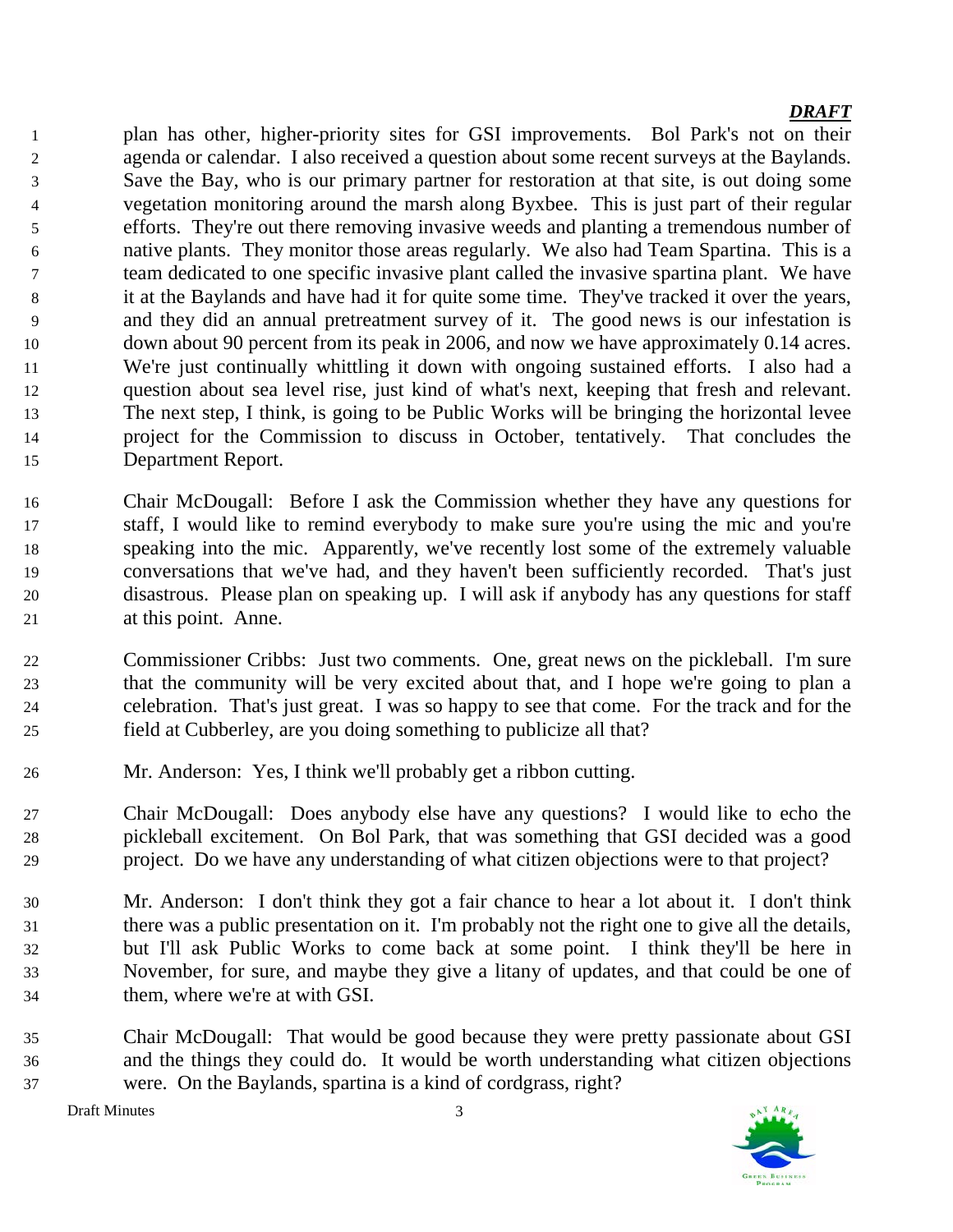plan has other, higher-priority sites for GSI improvements. Bol Park's not on their agenda or calendar. I also received a question about some recent surveys at the Baylands. Save the Bay, who is our primary partner for restoration at that site, is out doing some vegetation monitoring around the marsh along Byxbee. This is just part of their regular efforts. They're out there removing invasive weeds and planting a tremendous number of native plants. They monitor those areas regularly. We also had Team Spartina. This is a team dedicated to one specific invasive plant called the invasive spartina plant. We have it at the Baylands and have had it for quite some time. They've tracked it over the years, and they did an annual pretreatment survey of it. The good news is our infestation is down about 90 percent from its peak in 2006, and now we have approximately 0.14 acres. We're just continually whittling it down with ongoing sustained efforts. I also had a question about sea level rise, just kind of what's next, keeping that fresh and relevant. The next step, I think, is going to be Public Works will be bringing the horizontal levee project for the Commission to discuss in October, tentatively. That concludes the Department Report.

Chair McDougall: Before I ask the Commission whether they have any questions for staff, I would like to remind everybody to make sure you're using the mic and you're speaking into the mic. Apparently, we've recently lost some of the extremely valuable conversations that we've had, and they haven't been sufficiently recorded. That's just disastrous. Please plan on speaking up. I will ask if anybody has any questions for staff at this point. Anne.

Commissioner Cribbs: Just two comments. One, great news on the pickleball. I'm sure that the community will be very excited about that, and I hope we're going to plan a celebration. That's just great. I was so happy to see that come. For the track and for the field at Cubberley, are you doing something to publicize all that?

Mr. Anderson: Yes, I think we'll probably get a ribbon cutting.

Chair McDougall: Does anybody else have any questions? I would like to echo the pickleball excitement. On Bol Park, that was something that GSI decided was a good project. Do we have any understanding of what citizen objections were to that project?

Mr. Anderson: I don't think they got a fair chance to hear a lot about it. I don't think there was a public presentation on it. I'm probably not the right one to give all the details, but I'll ask Public Works to come back at some point. I think they'll be here in November, for sure, and maybe they give a litany of updates, and that could be one of them, where we're at with GSI.

Chair McDougall: That would be good because they were pretty passionate about GSI and the things they could do. It would be worth understanding what citizen objections were. On the Baylands, spartina is a kind of cordgrass, right?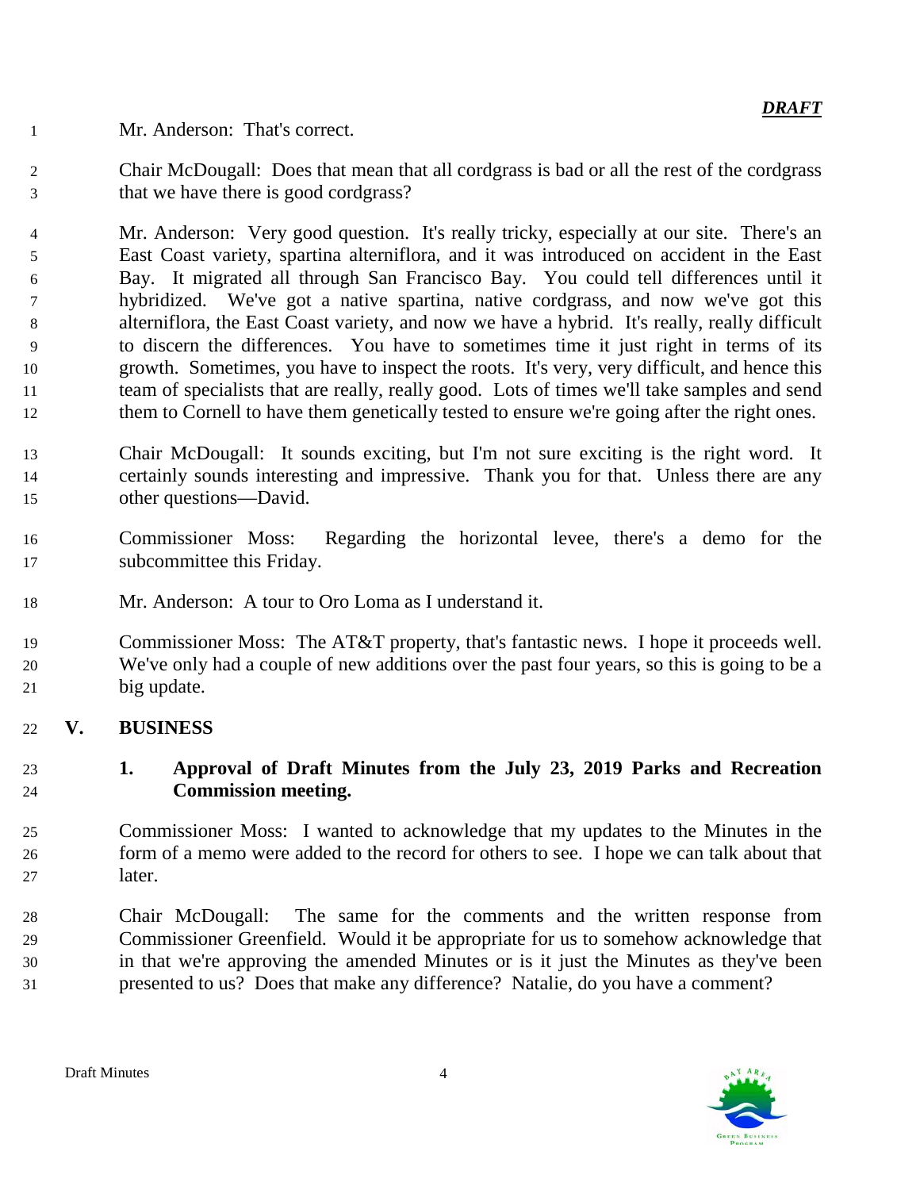Mr. Anderson: That's correct.

Chair McDougall: Does that mean that all cordgrass is bad or all the rest of the cordgrass that we have there is good cordgrass?

Mr. Anderson: Very good question. It's really tricky, especially at our site. There's an East Coast variety, spartina alterniflora, and it was introduced on accident in the East Bay. It migrated all through San Francisco Bay. You could tell differences until it hybridized. We've got a native spartina, native cordgrass, and now we've got this alterniflora, the East Coast variety, and now we have a hybrid. It's really, really difficult to discern the differences. You have to sometimes time it just right in terms of its growth. Sometimes, you have to inspect the roots. It's very, very difficult, and hence this team of specialists that are really, really good. Lots of times we'll take samples and send them to Cornell to have them genetically tested to ensure we're going after the right ones.

Chair McDougall: It sounds exciting, but I'm not sure exciting is the right word. It certainly sounds interesting and impressive. Thank you for that. Unless there are any other questions—David.

Commissioner Moss: Regarding the horizontal levee, there's a demo for the subcommittee this Friday.

Mr. Anderson: A tour to Oro Loma as I understand it.

Commissioner Moss: The AT&T property, that's fantastic news. I hope it proceeds well. We've only had a couple of new additions over the past four years, so this is going to be a big update.

## V. BUSINESS

### 1. Approval of Draft Minutes from the July 23, 2019 Parks and Recreation Commission meeting.

Commissioner Moss: I wanted to acknowledge that my updates to the Minutes in the form of a memo were added to the record for others to see. I hope we can talk about that later.

Chair McDougall: The same for the comments and the written response from Commissioner Greenfield. Would it be appropriate for us to somehow acknowledge that in that we're approving the amended Minutes or is it just the Minutes as they've been presented to us? Does that make any difference? Natalie, do you have a comment?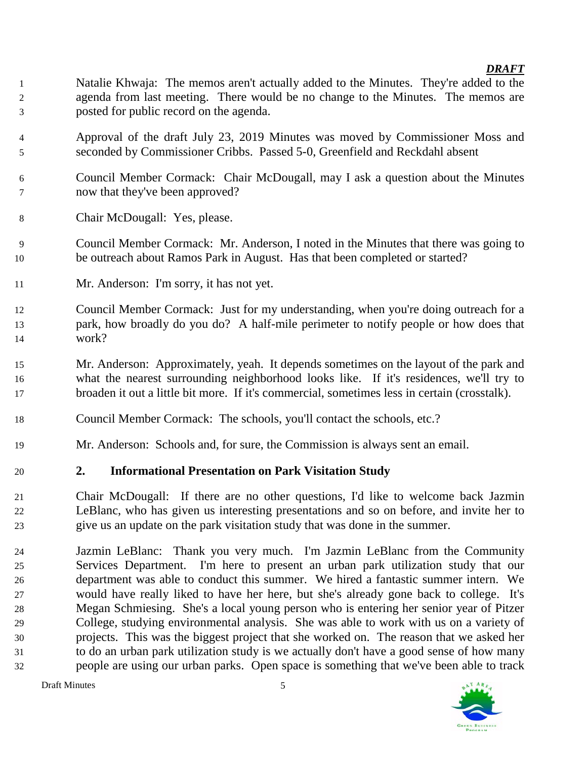***DRAFT***

Natalie Khwaja: The memos aren't actually added to the Minutes. They're added to the agenda from last meeting. There would be no change to the Minutes. The memos are posted for public record on the agenda.

Approval of the draft July 23, 2019 Minutes was moved by Commissioner Moss and seconded by Commissioner Cribbs. Passed 5-0, Greenfield and Reckdahl absent

Council Member Cormack: Chair McDougall, may I ask a question about the Minutes now that they've been approved?

Chair McDougall: Yes, please.

Council Member Cormack: Mr. Anderson, I noted in the Minutes that there was going to be outreach about Ramos Park in August. Has that been completed or started?

Mr. Anderson: I'm sorry, it has not yet.

Council Member Cormack: Just for my understanding, when you're doing outreach for a park, how broadly do you do? A half-mile perimeter to notify people or how does that work?

Mr. Anderson: Approximately, yeah. It depends sometimes on the layout of the park and what the nearest surrounding neighborhood looks like. If it's residences, we'll try to broaden it out a little bit more. If it's commercial, sometimes less in certain (crosstalk).

Council Member Cormack: The schools, you'll contact the schools, etc.?

Mr. Anderson: Schools and, for sure, the Commission is always sent an email.

## 2. Informational Presentation on Park Visitation Study

Chair McDougall: If there are no other questions, I'd like to welcome back Jazmin LeBlanc, who has given us interesting presentations and so on before, and invite her to give us an update on the park visitation study that was done in the summer.

Jazmin LeBlanc: Thank you very much. I'm Jazmin LeBlanc from the Community Services Department. I'm here to present an urban park utilization study that our department was able to conduct this summer. We hired a fantastic summer intern. We would have really liked to have her here, but she's already gone back to college. It's Megan Schmiesing. She's a local young person who is entering her senior year of Pitzer College, studying environmental analysis. She was able to work with us on a variety of projects. This was the biggest project that she worked on. The reason that we asked her to do an urban park utilization study is we actually don't have a good sense of how many people are using our urban parks. Open space is something that we've been able to track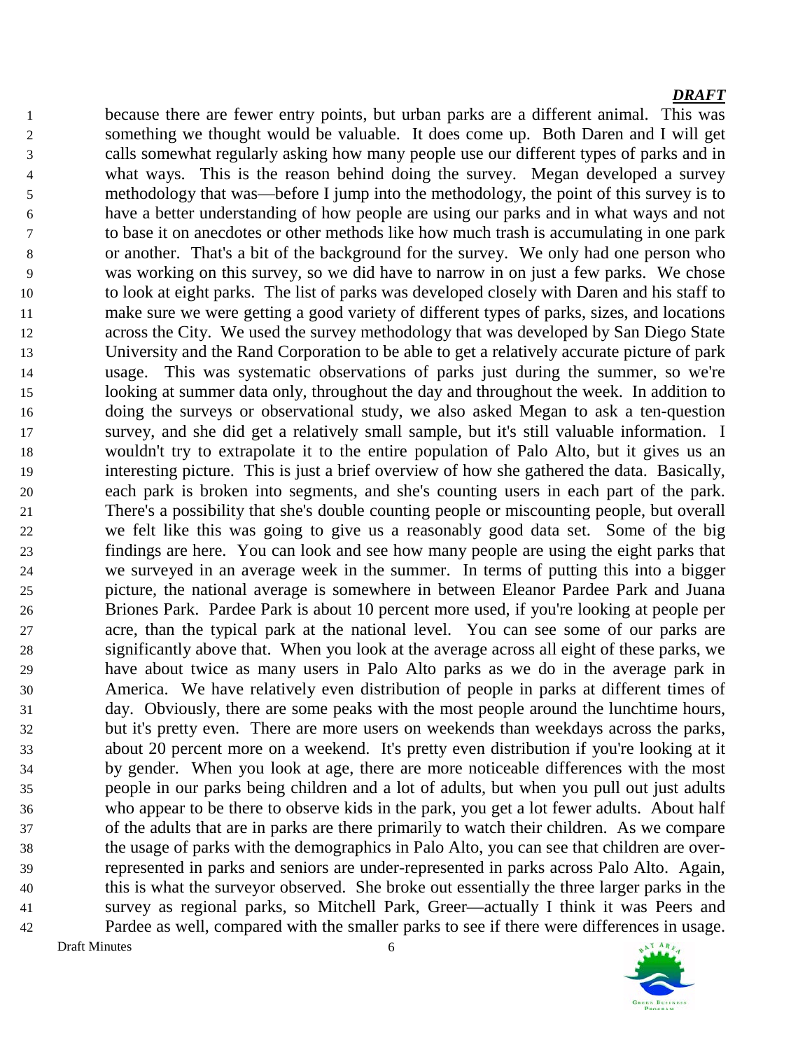because there are fewer entry points, but urban parks are a different animal. This was something we thought would be valuable. It does come up. Both Daren and I will get calls somewhat regularly asking how many people use our different types of parks and in what ways. This is the reason behind doing the survey. Megan developed a survey methodology that was—before I jump into the methodology, the point of this survey is to have a better understanding of how people are using our parks and in what ways and not to base it on anecdotes or other methods like how much trash is accumulating in one park or another. That's a bit of the background for the survey. We only had one person who was working on this survey, so we did have to narrow in on just a few parks. We chose to look at eight parks. The list of parks was developed closely with Daren and his staff to make sure we were getting a good variety of different types of parks, sizes, and locations across the City. We used the survey methodology that was developed by San Diego State University and the Rand Corporation to be able to get a relatively accurate picture of park usage. This was systematic observations of parks just during the summer, so we're looking at summer data only, throughout the day and throughout the week. In addition to doing the surveys or observational study, we also asked Megan to ask a ten-question survey, and she did get a relatively small sample, but it's still valuable information. I wouldn't try to extrapolate it to the entire population of Palo Alto, but it gives us an interesting picture. This is just a brief overview of how she gathered the data. Basically, each park is broken into segments, and she's counting users in each part of the park. There's a possibility that she's double counting people or miscounting people, but overall we felt like this was going to give us a reasonably good data set. Some of the big findings are here. You can look and see how many people are using the eight parks that we surveyed in an average week in the summer. In terms of putting this into a bigger picture, the national average is somewhere in between Eleanor Pardee Park and Juana Briones Park. Pardee Park is about 10 percent more used, if you're looking at people per acre, than the typical park at the national level. You can see some of our parks are significantly above that. When you look at the average across all eight of these parks, we have about twice as many users in Palo Alto parks as we do in the average park in America. We have relatively even distribution of people in parks at different times of day. Obviously, there are some peaks with the most people around the lunchtime hours, but it's pretty even. There are more users on weekends than weekdays across the parks, about 20 percent more on a weekend. It's pretty even distribution if you're looking at it by gender. When you look at age, there are more noticeable differences with the most people in our parks being children and a lot of adults, but when you pull out just adults who appear to be there to observe kids in the park, you get a lot fewer adults. About half of the adults that are in parks are there primarily to watch their children. As we compare the usage of parks with the demographics in Palo Alto, you can see that children are over-represented in parks and seniors are under-represented in parks across Palo Alto. Again, this is what the surveyor observed. She broke out essentially the three larger parks in the survey as regional parks, so Mitchell Park, Greer—actually I think it was Peers and Pardee as well, compared with the smaller parks to see if there were differences in usage.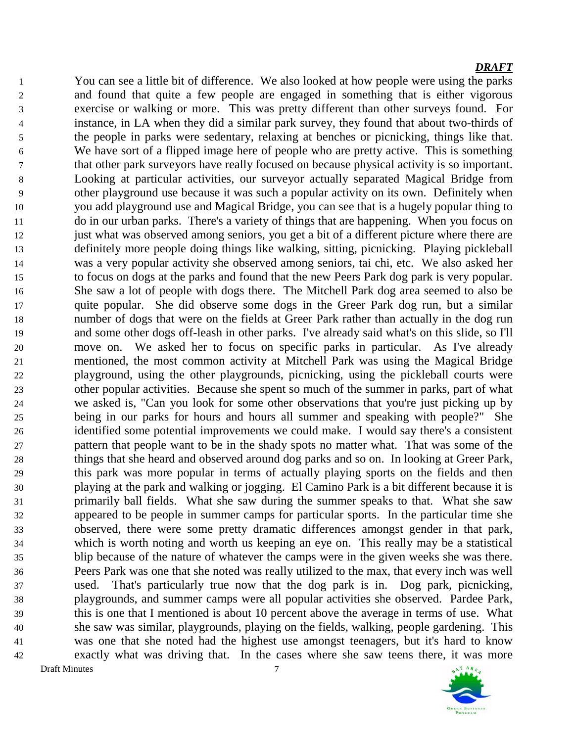You can see a little bit of difference. We also looked at how people were using the parks and found that quite a few people are engaged in something that is either vigorous exercise or walking or more. This was pretty different than other surveys found. For instance, in LA when they did a similar park survey, they found that about two-thirds of the people in parks were sedentary, relaxing at benches or picnicking, things like that. We have sort of a flipped image here of people who are pretty active. This is something that other park surveyors have really focused on because physical activity is so important. Looking at particular activities, our surveyor actually separated Magical Bridge from other playground use because it was such a popular activity on its own. Definitely when you add playground use and Magical Bridge, you can see that is a hugely popular thing to do in our urban parks. There's a variety of things that are happening. When you focus on just what was observed among seniors, you get a bit of a different picture where there are definitely more people doing things like walking, sitting, picnicking. Playing pickleball was a very popular activity she observed among seniors, tai chi, etc. We also asked her to focus on dogs at the parks and found that the new Peers Park dog park is very popular. She saw a lot of people with dogs there. The Mitchell Park dog area seemed to also be quite popular. She did observe some dogs in the Greer Park dog run, but a similar number of dogs that were on the fields at Greer Park rather than actually in the dog run and some other dogs off-leash in other parks. I've already said what's on this slide, so I'll move on. We asked her to focus on specific parks in particular. As I've already mentioned, the most common activity at Mitchell Park was using the Magical Bridge playground, using the other playgrounds, picnicking, using the pickleball courts were other popular activities. Because she spent so much of the summer in parks, part of what we asked is, "Can you look for some other observations that you're just picking up by being in our parks for hours and hours all summer and speaking with people?" She identified some potential improvements we could make. I would say there's a consistent pattern that people want to be in the shady spots no matter what. That was some of the things that she heard and observed around dog parks and so on. In looking at Greer Park, this park was more popular in terms of actually playing sports on the fields and then playing at the park and walking or jogging. El Camino Park is a bit different because it is primarily ball fields. What she saw during the summer speaks to that. What she saw appeared to be people in summer camps for particular sports. In the particular time she observed, there were some pretty dramatic differences amongst gender in that park, which is worth noting and worth us keeping an eye on. This really may be a statistical blip because of the nature of whatever the camps were in the given weeks she was there. Peers Park was one that she noted was really utilized to the max, that every inch was well used. That's particularly true now that the dog park is in. Dog park, picnicking, playgrounds, and summer camps were all popular activities she observed. Pardee Park, this is one that I mentioned is about 10 percent above the average in terms of use. What she saw was similar, playgrounds, playing on the fields, walking, people gardening. This was one that she noted had the highest use amongst teenagers, but it's hard to know exactly what was driving that. In the cases where she saw teens there, it was more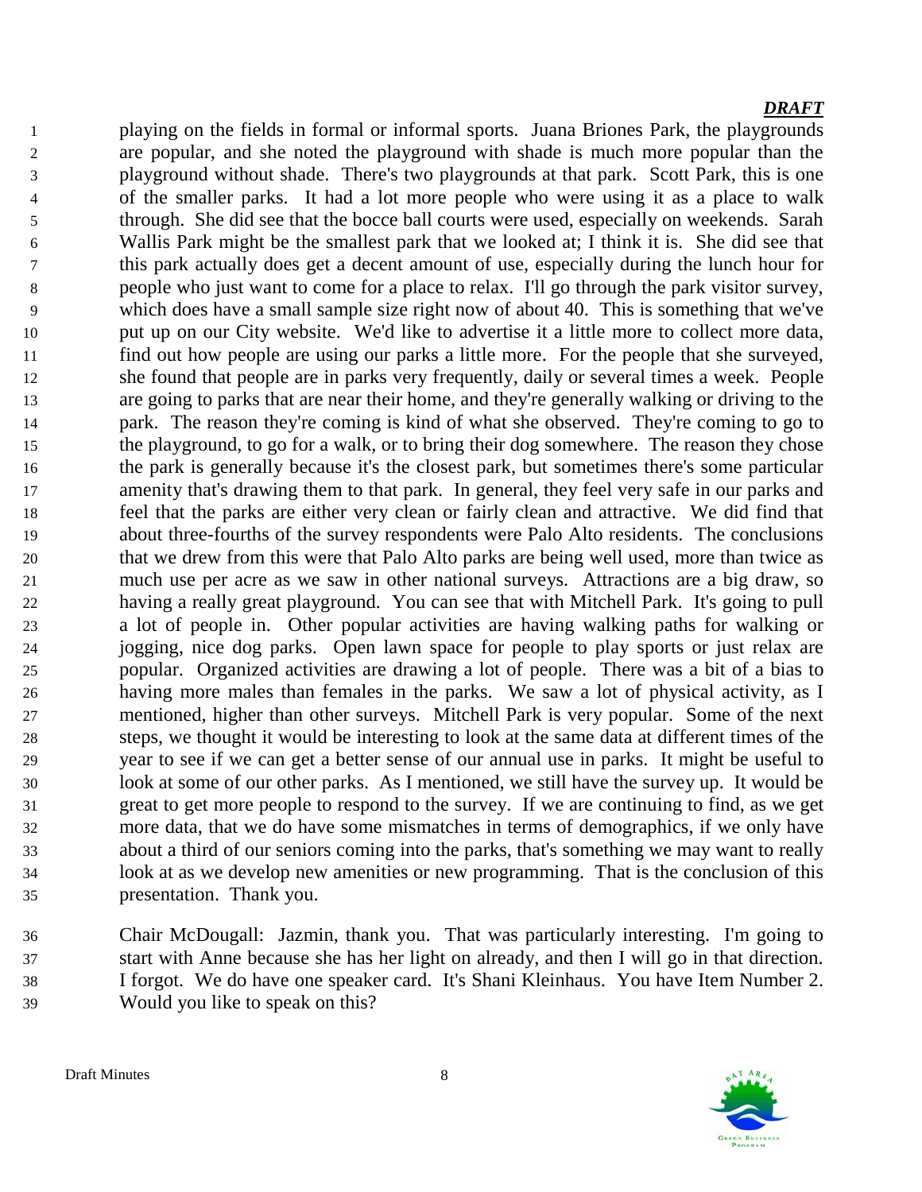playing on the fields in formal or informal sports. Juana Briones Park, the playgrounds are popular, and she noted the playground with shade is much more popular than the playground without shade. There's two playgrounds at that park. Scott Park, this is one of the smaller parks. It had a lot more people who were using it as a place to walk through. She did see that the bocce ball courts were used, especially on weekends. Sarah Wallis Park might be the smallest park that we looked at; I think it is. She did see that this park actually does get a decent amount of use, especially during the lunch hour for people who just want to come for a place to relax. I'll go through the park visitor survey, which does have a small sample size right now of about 40. This is something that we've put up on our City website. We'd like to advertise it a little more to collect more data, find out how people are using our parks a little more. For the people that she surveyed, she found that people are in parks very frequently, daily or several times a week. People are going to parks that are near their home, and they're generally walking or driving to the park. The reason they're coming is kind of what she observed. They're coming to go to the playground, to go for a walk, or to bring their dog somewhere. The reason they chose the park is generally because it's the closest park, but sometimes there's some particular amenity that's drawing them to that park. In general, they feel very safe in our parks and feel that the parks are either very clean or fairly clean and attractive. We did find that about three-fourths of the survey respondents were Palo Alto residents. The conclusions that we drew from this were that Palo Alto parks are being well used, more than twice as much use per acre as we saw in other national surveys. Attractions are a big draw, so having a really great playground. You can see that with Mitchell Park. It's going to pull a lot of people in. Other popular activities are having walking paths for walking or jogging, nice dog parks. Open lawn space for people to play sports or just relax are popular. Organized activities are drawing a lot of people. There was a bit of a bias to having more males than females in the parks. We saw a lot of physical activity, as I mentioned, higher than other surveys. Mitchell Park is very popular. Some of the next steps, we thought it would be interesting to look at the same data at different times of the year to see if we can get a better sense of our annual use in parks. It might be useful to look at some of our other parks. As I mentioned, we still have the survey up. It would be great to get more people to respond to the survey. If we are continuing to find, as we get more data, that we do have some mismatches in terms of demographics, if we only have about a third of our seniors coming into the parks, that's something we may want to really look at as we develop new amenities or new programming. That is the conclusion of this presentation. Thank you.

Chair McDougall: Jazmin, thank you. That was particularly interesting. I'm going to start with Anne because she has her light on already, and then I will go in that direction. I forgot. We do have one speaker card. It's Shani Kleinhaus. You have Item Number 2. Would you like to speak on this?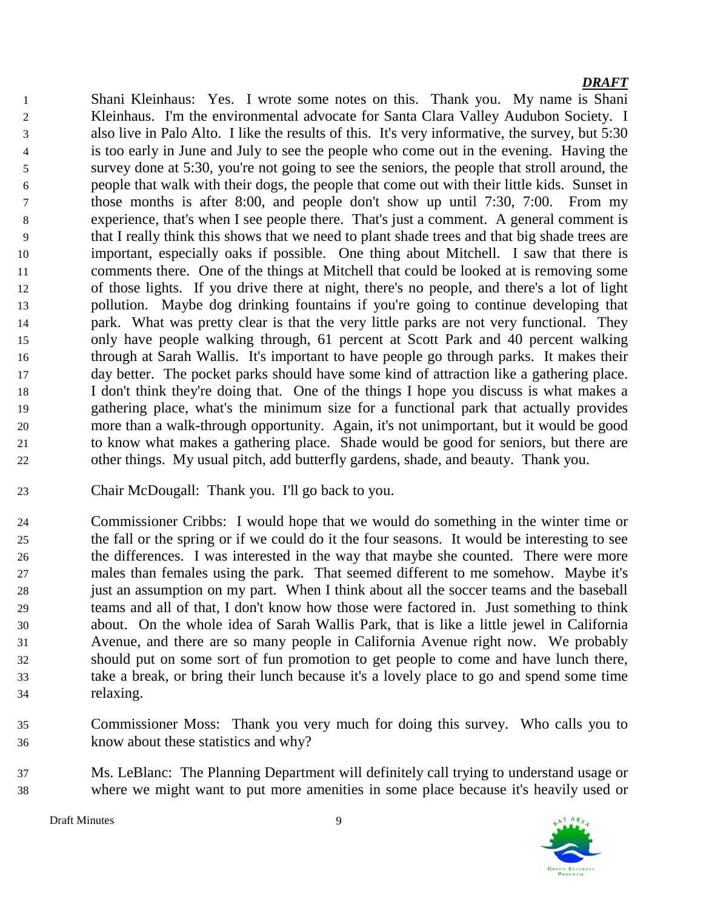Shani Kleinhaus: Yes. I wrote some notes on this. Thank you. My name is Shani Kleinhaus. I'm the environmental advocate for Santa Clara Valley Audubon Society. I also live in Palo Alto. I like the results of this. It's very informative, the survey, but 5:30 is too early in June and July to see the people who come out in the evening. Having the survey done at 5:30, you're not going to see the seniors, the people that stroll around, the people that walk with their dogs, the people that come out with their little kids. Sunset in those months is after 8:00, and people don't show up until 7:30, 7:00. From my experience, that's when I see people there. That's just a comment. A general comment is that I really think this shows that we need to plant shade trees and that big shade trees are important, especially oaks if possible. One thing about Mitchell. I saw that there is comments there. One of the things at Mitchell that could be looked at is removing some of those lights. If you drive there at night, there's no people, and there's a lot of light pollution. Maybe dog drinking fountains if you're going to continue developing that park. What was pretty clear is that the very little parks are not very functional. They only have people walking through, 61 percent at Scott Park and 40 percent walking through at Sarah Wallis. It's important to have people go through parks. It makes their day better. The pocket parks should have some kind of attraction like a gathering place. I don't think they're doing that. One of the things I hope you discuss is what makes a gathering place, what's the minimum size for a functional park that actually provides more than a walk-through opportunity. Again, it's not unimportant, but it would be good to know what makes a gathering place. Shade would be good for seniors, but there are other things. My usual pitch, add butterfly gardens, shade, and beauty. Thank you.

Chair McDougall: Thank you. I'll go back to you.

Commissioner Cribbs: I would hope that we would do something in the winter time or the fall or the spring or if we could do it the four seasons. It would be interesting to see the differences. I was interested in the way that maybe she counted. There were more males than females using the park. That seemed different to me somehow. Maybe it's just an assumption on my part. When I think about all the soccer teams and the baseball teams and all of that, I don't know how those were factored in. Just something to think about. On the whole idea of Sarah Wallis Park, that is like a little jewel in California Avenue, and there are so many people in California Avenue right now. We probably should put on some sort of fun promotion to get people to come and have lunch there, take a break, or bring their lunch because it's a lovely place to go and spend some time relaxing.

Commissioner Moss: Thank you very much for doing this survey. Who calls you to know about these statistics and why?

Ms. LeBlanc: The Planning Department will definitely call trying to understand usage or where we might want to put more amenities in some place because it's heavily used or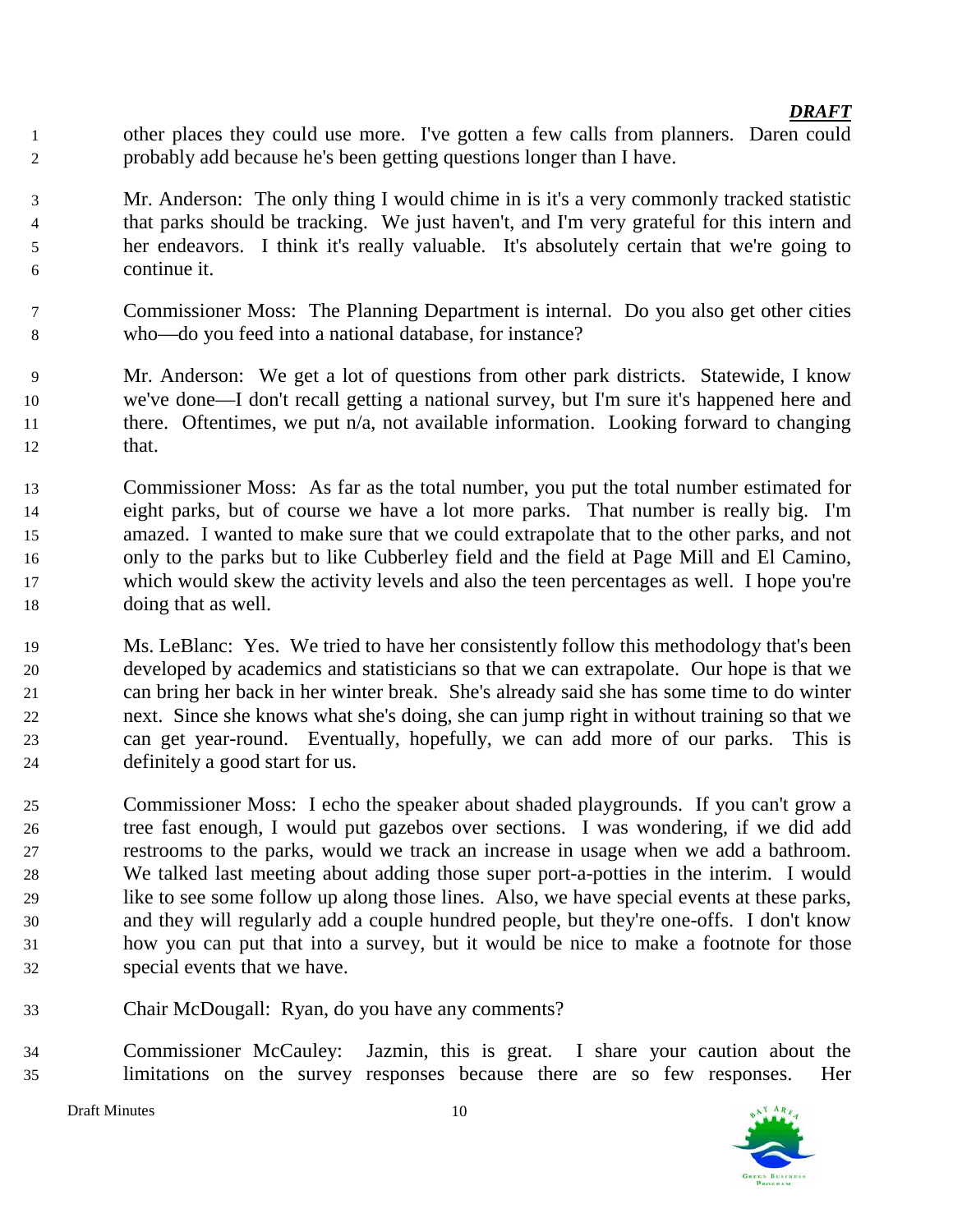*DRAFT*

other places they could use more. I've gotten a few calls from planners. Daren could probably add because he's been getting questions longer than I have.

Mr. Anderson: The only thing I would chime in is it's a very commonly tracked statistic that parks should be tracking. We just haven't, and I'm very grateful for this intern and her endeavors. I think it's really valuable. It's absolutely certain that we're going to continue it.

Commissioner Moss: The Planning Department is internal. Do you also get other cities who—do you feed into a national database, for instance?

Mr. Anderson: We get a lot of questions from other park districts. Statewide, I know we've done—I don't recall getting a national survey, but I'm sure it's happened here and there. Oftentimes, we put n/a, not available information. Looking forward to changing that.

Commissioner Moss: As far as the total number, you put the total number estimated for eight parks, but of course we have a lot more parks. That number is really big. I'm amazed. I wanted to make sure that we could extrapolate that to the other parks, and not only to the parks but to like Cubberley field and the field at Page Mill and El Camino, which would skew the activity levels and also the teen percentages as well. I hope you're doing that as well.

Ms. LeBlanc: Yes. We tried to have her consistently follow this methodology that's been developed by academics and statisticians so that we can extrapolate. Our hope is that we can bring her back in her winter break. She's already said she has some time to do winter next. Since she knows what she's doing, she can jump right in without training so that we can get year-round. Eventually, hopefully, we can add more of our parks. This is definitely a good start for us.

Commissioner Moss: I echo the speaker about shaded playgrounds. If you can't grow a tree fast enough, I would put gazebos over sections. I was wondering, if we did add restrooms to the parks, would we track an increase in usage when we add a bathroom. We talked last meeting about adding those super port-a-potties in the interim. I would like to see some follow up along those lines. Also, we have special events at these parks, and they will regularly add a couple hundred people, but they're one-offs. I don't know how you can put that into a survey, but it would be nice to make a footnote for those special events that we have.

Chair McDougall: Ryan, do you have any comments?

Commissioner McCauley: Jazmin, this is great. I share your caution about the limitations on the survey responses because there are so few responses. Her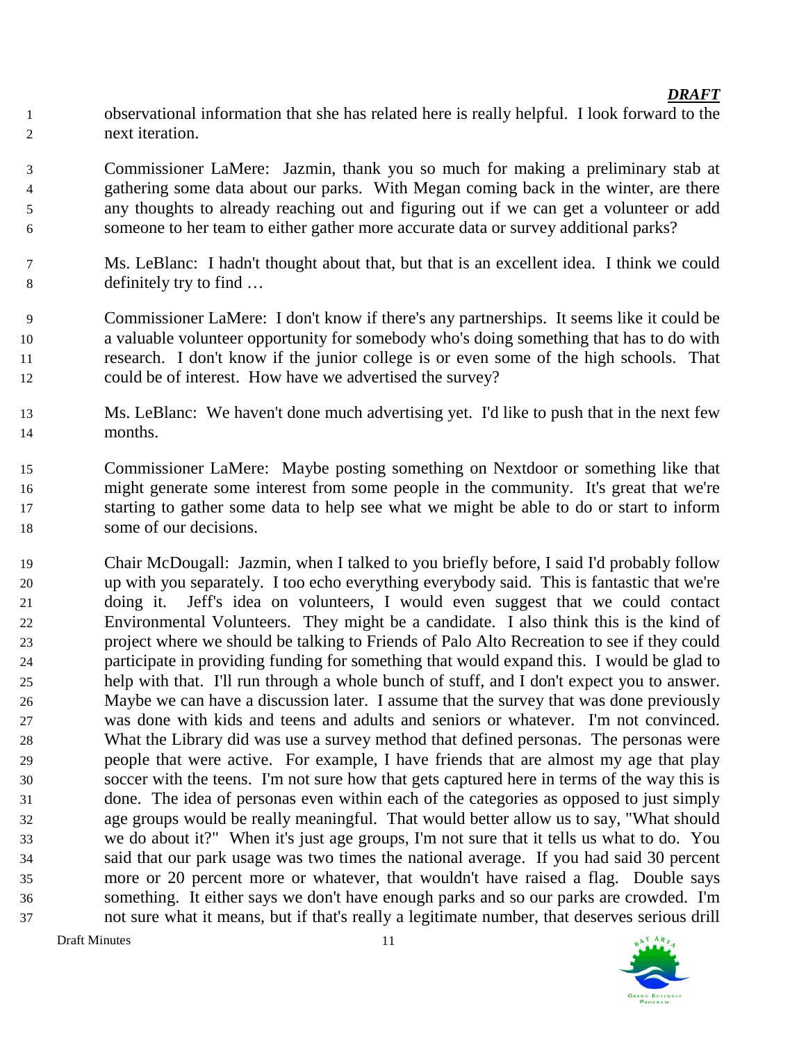observational information that she has related here is really helpful. I look forward to the next iteration.

Commissioner LaMere: Jazmin, thank you so much for making a preliminary stab at gathering some data about our parks. With Megan coming back in the winter, are there any thoughts to already reaching out and figuring out if we can get a volunteer or add someone to her team to either gather more accurate data or survey additional parks?

Ms. LeBlanc: I hadn't thought about that, but that is an excellent idea. I think we could definitely try to find …

Commissioner LaMere: I don't know if there's any partnerships. It seems like it could be a valuable volunteer opportunity for somebody who's doing something that has to do with research. I don't know if the junior college is or even some of the high schools. That could be of interest. How have we advertised the survey?

Ms. LeBlanc: We haven't done much advertising yet. I'd like to push that in the next few months.

Commissioner LaMere: Maybe posting something on Nextdoor or something like that might generate some interest from some people in the community. It's great that we're starting to gather some data to help see what we might be able to do or start to inform some of our decisions.

Chair McDougall: Jazmin, when I talked to you briefly before, I said I'd probably follow up with you separately. I too echo everything everybody said. This is fantastic that we're doing it. Jeff's idea on volunteers, I would even suggest that we could contact Environmental Volunteers. They might be a candidate. I also think this is the kind of project where we should be talking to Friends of Palo Alto Recreation to see if they could participate in providing funding for something that would expand this. I would be glad to help with that. I'll run through a whole bunch of stuff, and I don't expect you to answer. Maybe we can have a discussion later. I assume that the survey that was done previously was done with kids and teens and adults and seniors or whatever. I'm not convinced. What the Library did was use a survey method that defined personas. The personas were people that were active. For example, I have friends that are almost my age that play soccer with the teens. I'm not sure how that gets captured here in terms of the way this is done. The idea of personas even within each of the categories as opposed to just simply age groups would be really meaningful. That would better allow us to say, "What should we do about it?" When it's just age groups, I'm not sure that it tells us what to do. You said that our park usage was two times the national average. If you had said 30 percent more or 20 percent more or whatever, that wouldn't have raised a flag. Double says something. It either says we don't have enough parks and so our parks are crowded. I'm not sure what it means, but if that's really a legitimate number, that deserves serious drill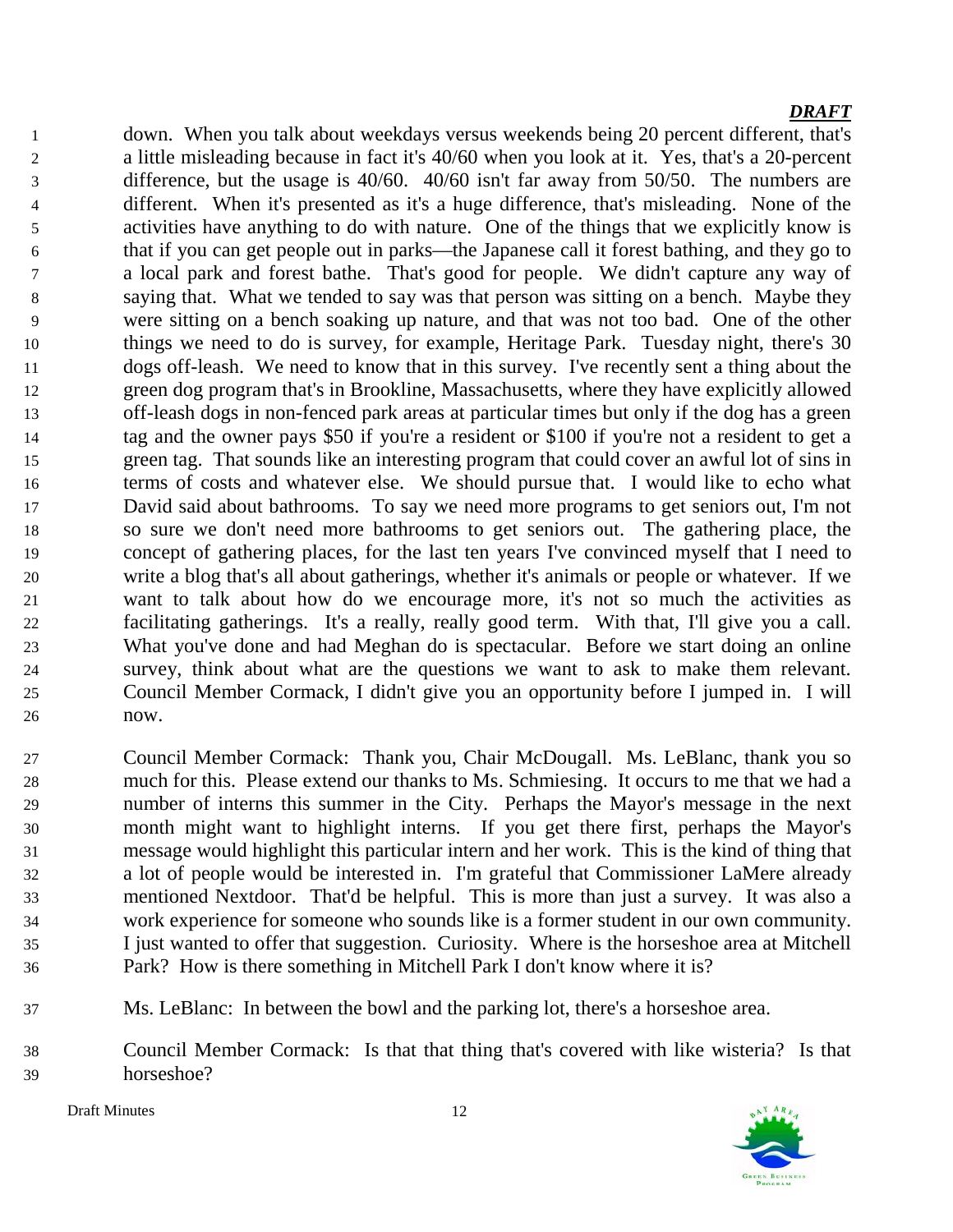down. When you talk about weekdays versus weekends being 20 percent different, that's a little misleading because in fact it's 40/60 when you look at it. Yes, that's a 20-percent difference, but the usage is 40/60. 40/60 isn't far away from 50/50. The numbers are different. When it's presented as it's a huge difference, that's misleading. None of the activities have anything to do with nature. One of the things that we explicitly know is that if you can get people out in parks—the Japanese call it forest bathing, and they go to a local park and forest bathe. That's good for people. We didn't capture any way of saying that. What we tended to say was that person was sitting on a bench. Maybe they were sitting on a bench soaking up nature, and that was not too bad. One of the other things we need to do is survey, for example, Heritage Park. Tuesday night, there's 30 dogs off-leash. We need to know that in this survey. I've recently sent a thing about the green dog program that's in Brookline, Massachusetts, where they have explicitly allowed off-leash dogs in non-fenced park areas at particular times but only if the dog has a green tag and the owner pays $50 if you're a resident or $100 if you're not a resident to get a green tag. That sounds like an interesting program that could cover an awful lot of sins in terms of costs and whatever else. We should pursue that. I would like to echo what David said about bathrooms. To say we need more programs to get seniors out, I'm not so sure we don't need more bathrooms to get seniors out. The gathering place, the concept of gathering places, for the last ten years I've convinced myself that I need to write a blog that's all about gatherings, whether it's animals or people or whatever. If we want to talk about how do we encourage more, it's not so much the activities as facilitating gatherings. It's a really, really good term. With that, I'll give you a call. What you've done and had Meghan do is spectacular. Before we start doing an online survey, think about what are the questions we want to ask to make them relevant. Council Member Cormack, I didn't give you an opportunity before I jumped in. I will now.

Council Member Cormack: Thank you, Chair McDougall. Ms. LeBlanc, thank you so much for this. Please extend our thanks to Ms. Schmiesing. It occurs to me that we had a number of interns this summer in the City. Perhaps the Mayor's message in the next month might want to highlight interns. If you get there first, perhaps the Mayor's message would highlight this particular intern and her work. This is the kind of thing that a lot of people would be interested in. I'm grateful that Commissioner LaMere already mentioned Nextdoor. That'd be helpful. This is more than just a survey. It was also a work experience for someone who sounds like is a former student in our own community. I just wanted to offer that suggestion. Curiosity. Where is the horseshoe area at Mitchell Park? How is there something in Mitchell Park I don't know where it is?

Ms. LeBlanc: In between the bowl and the parking lot, there's a horseshoe area.

Council Member Cormack: Is that that thing that's covered with like wisteria? Is that horseshoe?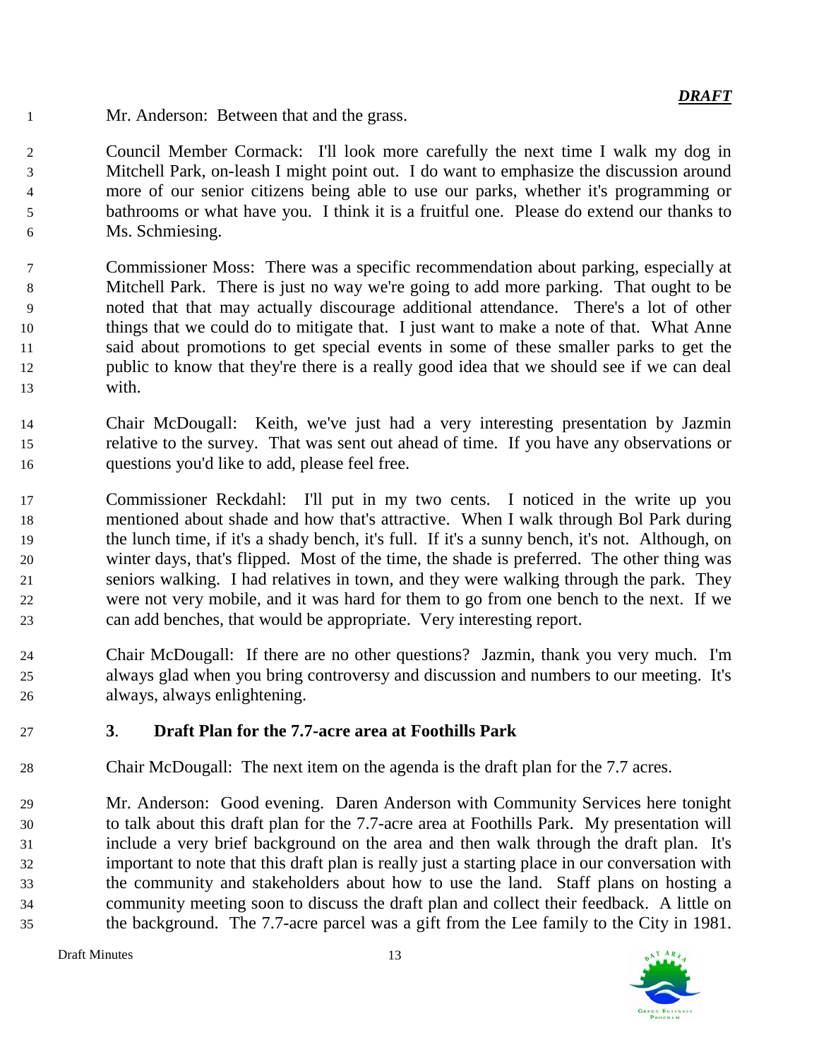Mr. Anderson: Between that and the grass.

Council Member Cormack: I'll look more carefully the next time I walk my dog in Mitchell Park, on-leash I might point out. I do want to emphasize the discussion around more of our senior citizens being able to use our parks, whether it's programming or bathrooms or what have you. I think it is a fruitful one. Please do extend our thanks to Ms. Schmiesing.

Commissioner Moss: There was a specific recommendation about parking, especially at Mitchell Park. There is just no way we're going to add more parking. That ought to be noted that that may actually discourage additional attendance. There's a lot of other things that we could do to mitigate that. I just want to make a note of that. What Anne said about promotions to get special events in some of these smaller parks to get the public to know that they're there is a really good idea that we should see if we can deal with.

Chair McDougall: Keith, we've just had a very interesting presentation by Jazmin relative to the survey. That was sent out ahead of time. If you have any observations or questions you'd like to add, please feel free.

Commissioner Reckdahl: I'll put in my two cents. I noticed in the write up you mentioned about shade and how that's attractive. When I walk through Bol Park during the lunch time, if it's a shady bench, it's full. If it's a sunny bench, it's not. Although, on winter days, that's flipped. Most of the time, the shade is preferred. The other thing was seniors walking. I had relatives in town, and they were walking through the park. They were not very mobile, and it was hard for them to go from one bench to the next. If we can add benches, that would be appropriate. Very interesting report.

Chair McDougall: If there are no other questions? Jazmin, thank you very much. I'm always glad when you bring controversy and discussion and numbers to our meeting. It's always, always enlightening.

### 3. Draft Plan for the 7.7-acre area at Foothills Park

Chair McDougall: The next item on the agenda is the draft plan for the 7.7 acres.

Mr. Anderson: Good evening. Daren Anderson with Community Services here tonight to talk about this draft plan for the 7.7-acre area at Foothills Park. My presentation will include a very brief background on the area and then walk through the draft plan. It's important to note that this draft plan is really just a starting place in our conversation with the community and stakeholders about how to use the land. Staff plans on hosting a community meeting soon to discuss the draft plan and collect their feedback. A little on the background. The 7.7-acre parcel was a gift from the Lee family to the City in 1981.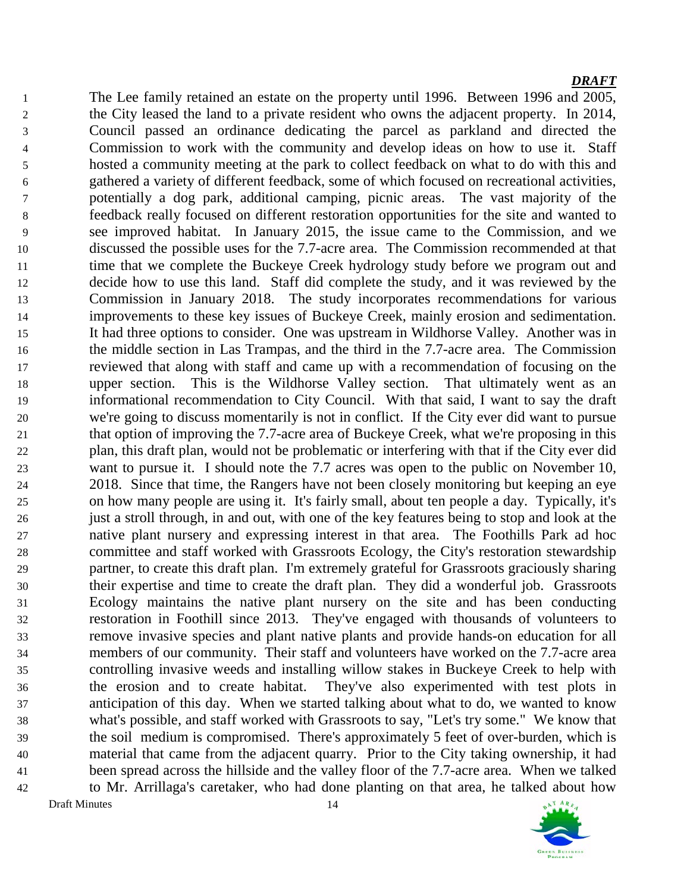The Lee family retained an estate on the property until 1996. Between 1996 and 2005, the City leased the land to a private resident who owns the adjacent property. In 2014, Council passed an ordinance dedicating the parcel as parkland and directed the Commission to work with the community and develop ideas on how to use it. Staff hosted a community meeting at the park to collect feedback on what to do with this and gathered a variety of different feedback, some of which focused on recreational activities, potentially a dog park, additional camping, picnic areas. The vast majority of the feedback really focused on different restoration opportunities for the site and wanted to see improved habitat. In January 2015, the issue came to the Commission, and we discussed the possible uses for the 7.7-acre area. The Commission recommended at that time that we complete the Buckeye Creek hydrology study before we program out and decide how to use this land. Staff did complete the study, and it was reviewed by the Commission in January 2018. The study incorporates recommendations for various improvements to these key issues of Buckeye Creek, mainly erosion and sedimentation. It had three options to consider. One was upstream in Wildhorse Valley. Another was in the middle section in Las Trampas, and the third in the 7.7-acre area. The Commission reviewed that along with staff and came up with a recommendation of focusing on the upper section. This is the Wildhorse Valley section. That ultimately went as an informational recommendation to City Council. With that said, I want to say the draft we're going to discuss momentarily is not in conflict. If the City ever did want to pursue that option of improving the 7.7-acre area of Buckeye Creek, what we're proposing in this plan, this draft plan, would not be problematic or interfering with that if the City ever did want to pursue it. I should note the 7.7 acres was open to the public on November 10, 2018. Since that time, the Rangers have not been closely monitoring but keeping an eye on how many people are using it. It's fairly small, about ten people a day. Typically, it's just a stroll through, in and out, with one of the key features being to stop and look at the native plant nursery and expressing interest in that area. The Foothills Park ad hoc committee and staff worked with Grassroots Ecology, the City's restoration stewardship partner, to create this draft plan. I'm extremely grateful for Grassroots graciously sharing their expertise and time to create the draft plan. They did a wonderful job. Grassroots Ecology maintains the native plant nursery on the site and has been conducting restoration in Foothill since 2013. They've engaged with thousands of volunteers to remove invasive species and plant native plants and provide hands-on education for all members of our community. Their staff and volunteers have worked on the 7.7-acre area controlling invasive weeds and installing willow stakes in Buckeye Creek to help with the erosion and to create habitat. They've also experimented with test plots in anticipation of this day. When we started talking about what to do, we wanted to know what's possible, and staff worked with Grassroots to say, "Let's try some." We know that the soil medium is compromised. There's approximately 5 feet of over-burden, which is material that came from the adjacent quarry. Prior to the City taking ownership, it had been spread across the hillside and the valley floor of the 7.7-acre area. When we talked to Mr. Arrillaga's caretaker, who had done planting on that area, he talked about how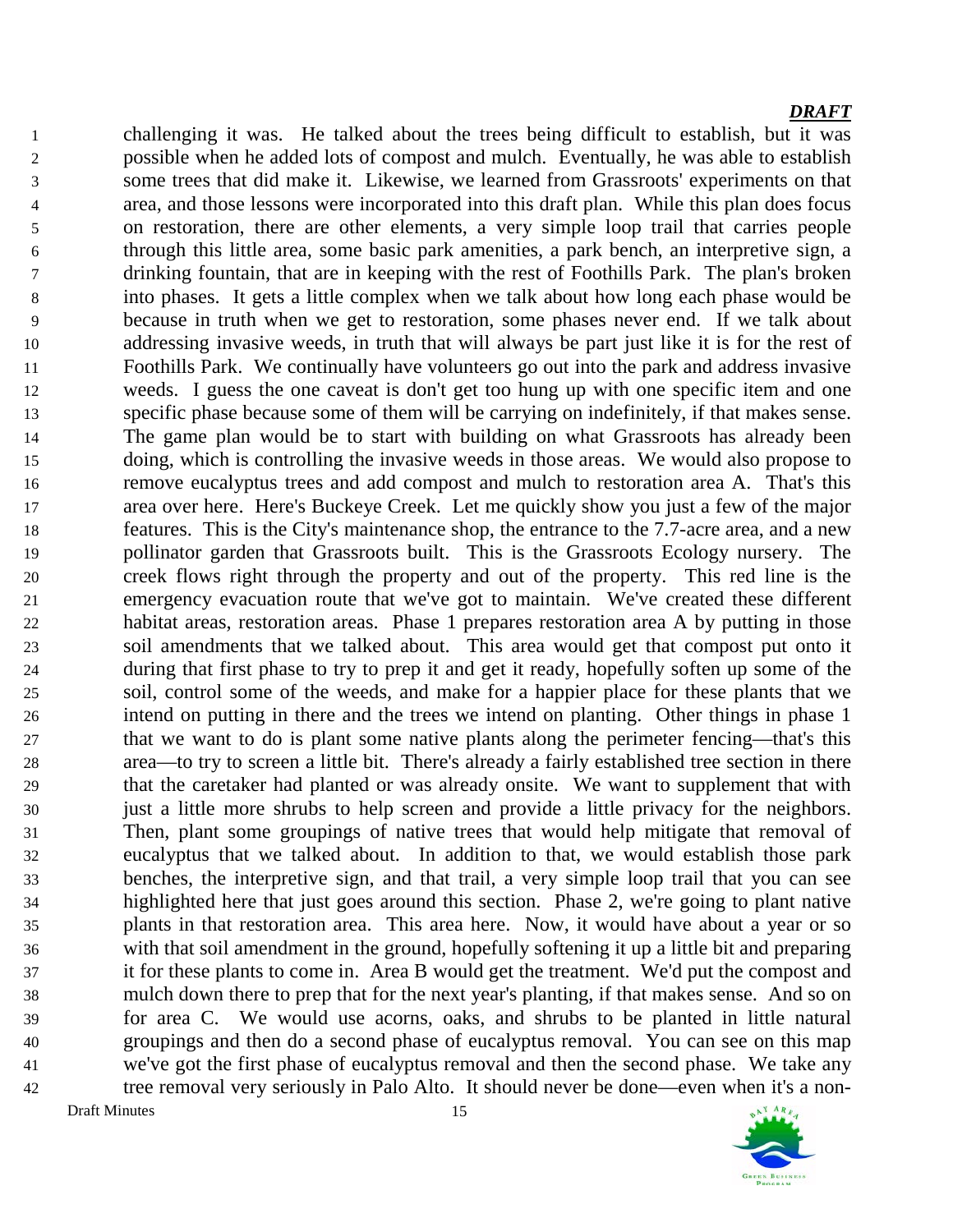challenging it was. He talked about the trees being difficult to establish, but it was possible when he added lots of compost and mulch. Eventually, he was able to establish some trees that did make it. Likewise, we learned from Grassroots' experiments on that area, and those lessons were incorporated into this draft plan. While this plan does focus on restoration, there are other elements, a very simple loop trail that carries people through this little area, some basic park amenities, a park bench, an interpretive sign, a drinking fountain, that are in keeping with the rest of Foothills Park. The plan's broken into phases. It gets a little complex when we talk about how long each phase would be because in truth when we get to restoration, some phases never end. If we talk about addressing invasive weeds, in truth that will always be part just like it is for the rest of Foothills Park. We continually have volunteers go out into the park and address invasive weeds. I guess the one caveat is don't get too hung up with one specific item and one specific phase because some of them will be carrying on indefinitely, if that makes sense. The game plan would be to start with building on what Grassroots has already been doing, which is controlling the invasive weeds in those areas. We would also propose to remove eucalyptus trees and add compost and mulch to restoration area A. That's this area over here. Here's Buckeye Creek. Let me quickly show you just a few of the major features. This is the City's maintenance shop, the entrance to the 7.7-acre area, and a new pollinator garden that Grassroots built. This is the Grassroots Ecology nursery. The creek flows right through the property and out of the property. This red line is the emergency evacuation route that we've got to maintain. We've created these different habitat areas, restoration areas. Phase 1 prepares restoration area A by putting in those soil amendments that we talked about. This area would get that compost put onto it during that first phase to try to prep it and get it ready, hopefully soften up some of the soil, control some of the weeds, and make for a happier place for these plants that we intend on putting in there and the trees we intend on planting. Other things in phase 1 that we want to do is plant some native plants along the perimeter fencing—that's this area—to try to screen a little bit. There's already a fairly established tree section in there that the caretaker had planted or was already onsite. We want to supplement that with just a little more shrubs to help screen and provide a little privacy for the neighbors. Then, plant some groupings of native trees that would help mitigate that removal of eucalyptus that we talked about. In addition to that, we would establish those park benches, the interpretive sign, and that trail, a very simple loop trail that you can see highlighted here that just goes around this section. Phase 2, we're going to plant native plants in that restoration area. This area here. Now, it would have about a year or so with that soil amendment in the ground, hopefully softening it up a little bit and preparing it for these plants to come in. Area B would get the treatment. We'd put the compost and mulch down there to prep that for the next year's planting, if that makes sense. And so on for area C. We would use acorns, oaks, and shrubs to be planted in little natural groupings and then do a second phase of eucalyptus removal. You can see on this map we've got the first phase of eucalyptus removal and then the second phase. We take any tree removal very seriously in Palo Alto. It should never be done—even when it's a non-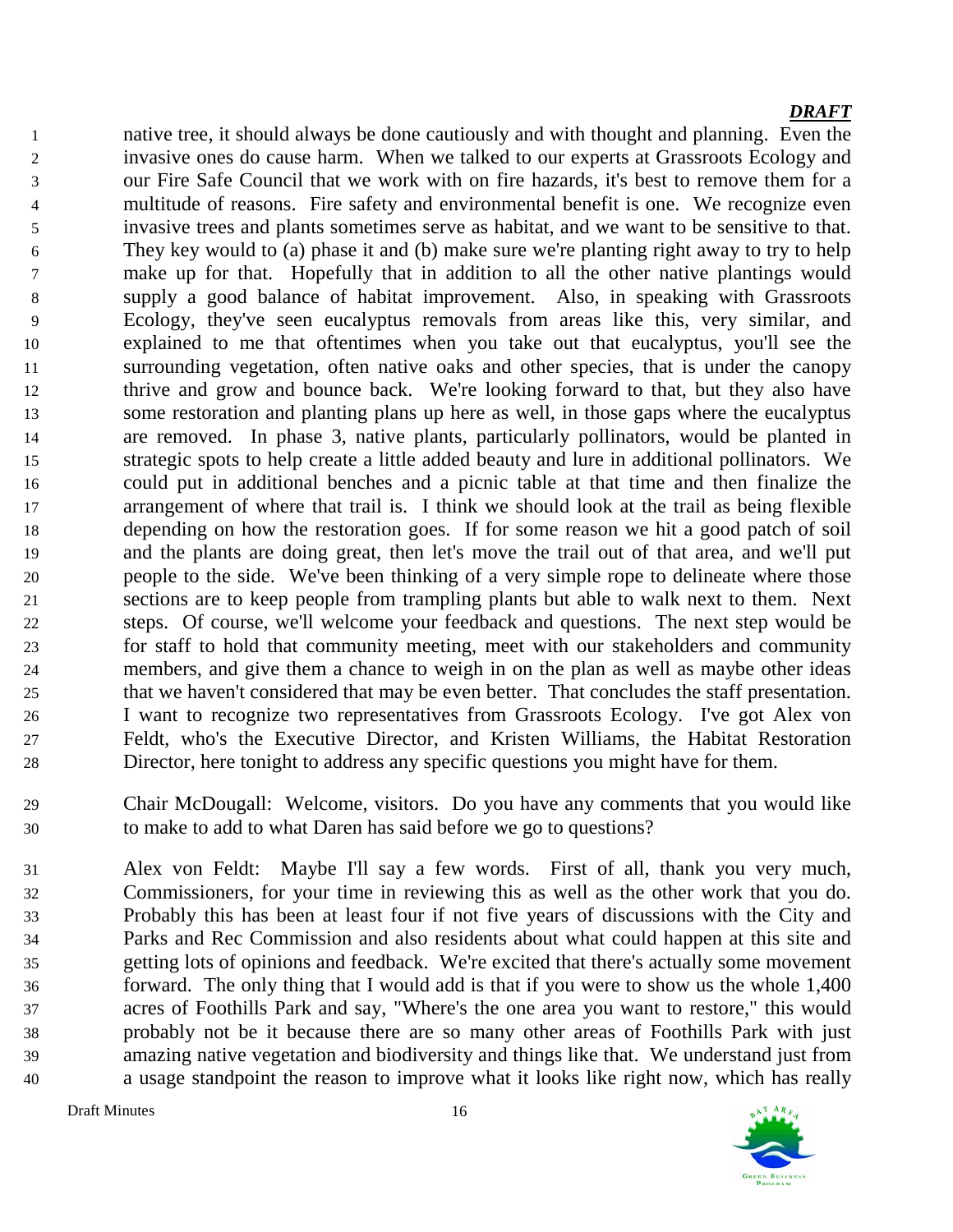native tree, it should always be done cautiously and with thought and planning. Even the invasive ones do cause harm. When we talked to our experts at Grassroots Ecology and our Fire Safe Council that we work with on fire hazards, it's best to remove them for a multitude of reasons. Fire safety and environmental benefit is one. We recognize even invasive trees and plants sometimes serve as habitat, and we want to be sensitive to that. They key would to (a) phase it and (b) make sure we're planting right away to try to help make up for that. Hopefully that in addition to all the other native plantings would supply a good balance of habitat improvement. Also, in speaking with Grassroots Ecology, they've seen eucalyptus removals from areas like this, very similar, and explained to me that oftentimes when you take out that eucalyptus, you'll see the surrounding vegetation, often native oaks and other species, that is under the canopy thrive and grow and bounce back. We're looking forward to that, but they also have some restoration and planting plans up here as well, in those gaps where the eucalyptus are removed. In phase 3, native plants, particularly pollinators, would be planted in strategic spots to help create a little added beauty and lure in additional pollinators. We could put in additional benches and a picnic table at that time and then finalize the arrangement of where that trail is. I think we should look at the trail as being flexible depending on how the restoration goes. If for some reason we hit a good patch of soil and the plants are doing great, then let's move the trail out of that area, and we'll put people to the side. We've been thinking of a very simple rope to delineate where those sections are to keep people from trampling plants but able to walk next to them. Next steps. Of course, we'll welcome your feedback and questions. The next step would be for staff to hold that community meeting, meet with our stakeholders and community members, and give them a chance to weigh in on the plan as well as maybe other ideas that we haven't considered that may be even better. That concludes the staff presentation. I want to recognize two representatives from Grassroots Ecology. I've got Alex von Feldt, who's the Executive Director, and Kristen Williams, the Habitat Restoration Director, here tonight to address any specific questions you might have for them.

Chair McDougall: Welcome, visitors. Do you have any comments that you would like to make to add to what Daren has said before we go to questions?

Alex von Feldt: Maybe I'll say a few words. First of all, thank you very much, Commissioners, for your time in reviewing this as well as the other work that you do. Probably this has been at least four if not five years of discussions with the City and Parks and Rec Commission and also residents about what could happen at this site and getting lots of opinions and feedback. We're excited that there's actually some movement forward. The only thing that I would add is that if you were to show us the whole 1,400 acres of Foothills Park and say, "Where's the one area you want to restore," this would probably not be it because there are so many other areas of Foothills Park with just amazing native vegetation and biodiversity and things like that. We understand just from a usage standpoint the reason to improve what it looks like right now, which has really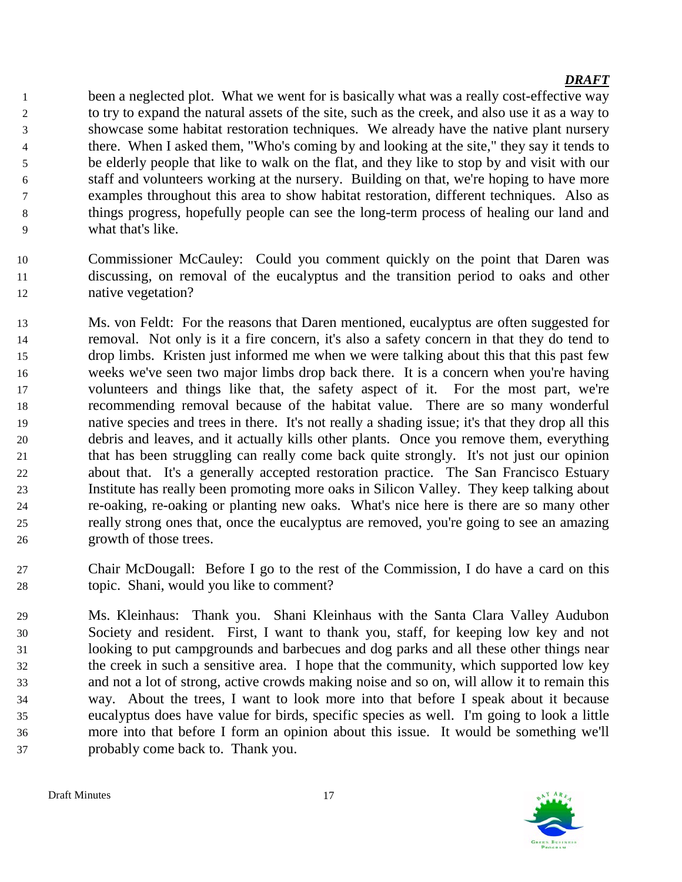been a neglected plot. What we went for is basically what was a really cost-effective way to try to expand the natural assets of the site, such as the creek, and also use it as a way to showcase some habitat restoration techniques. We already have the native plant nursery there. When I asked them, "Who's coming by and looking at the site," they say it tends to be elderly people that like to walk on the flat, and they like to stop by and visit with our staff and volunteers working at the nursery. Building on that, we're hoping to have more examples throughout this area to show habitat restoration, different techniques. Also as things progress, hopefully people can see the long-term process of healing our land and what that's like.

Commissioner McCauley: Could you comment quickly on the point that Daren was discussing, on removal of the eucalyptus and the transition period to oaks and other native vegetation?

Ms. von Feldt: For the reasons that Daren mentioned, eucalyptus are often suggested for removal. Not only is it a fire concern, it's also a safety concern in that they do tend to drop limbs. Kristen just informed me when we were talking about this that this past few weeks we've seen two major limbs drop back there. It is a concern when you're having volunteers and things like that, the safety aspect of it. For the most part, we're recommending removal because of the habitat value. There are so many wonderful native species and trees in there. It's not really a shading issue; it's that they drop all this debris and leaves, and it actually kills other plants. Once you remove them, everything that has been struggling can really come back quite strongly. It's not just our opinion about that. It's a generally accepted restoration practice. The San Francisco Estuary Institute has really been promoting more oaks in Silicon Valley. They keep talking about re-oaking, re-oaking or planting new oaks. What's nice here is there are so many other really strong ones that, once the eucalyptus are removed, you're going to see an amazing growth of those trees.

Chair McDougall: Before I go to the rest of the Commission, I do have a card on this topic. Shani, would you like to comment?

Ms. Kleinhaus: Thank you. Shani Kleinhaus with the Santa Clara Valley Audubon Society and resident. First, I want to thank you, staff, for keeping low key and not looking to put campgrounds and barbecues and dog parks and all these other things near the creek in such a sensitive area. I hope that the community, which supported low key and not a lot of strong, active crowds making noise and so on, will allow it to remain this way. About the trees, I want to look more into that before I speak about it because eucalyptus does have value for birds, specific species as well. I'm going to look a little more into that before I form an opinion about this issue. It would be something we'll probably come back to. Thank you.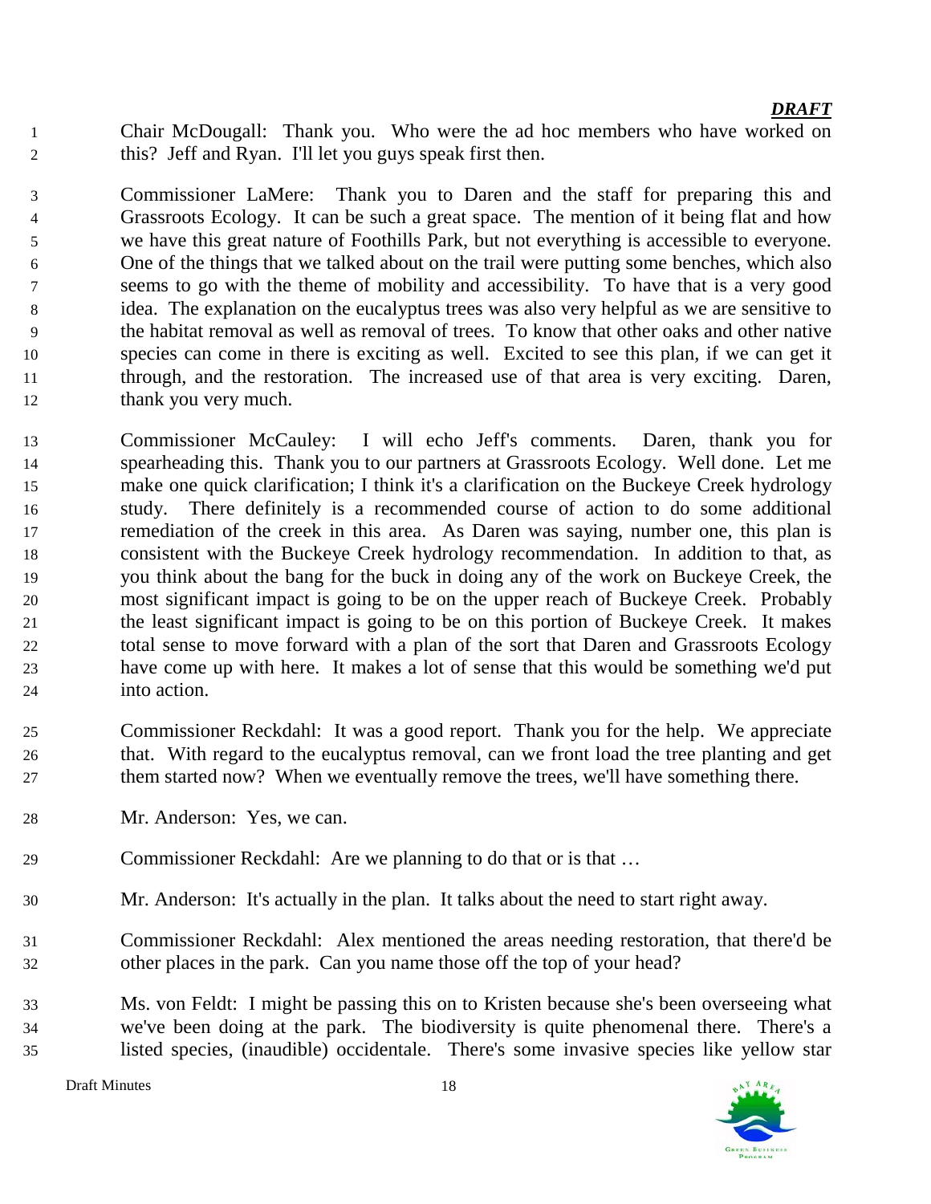Chair McDougall: Thank you. Who were the ad hoc members who have worked on this? Jeff and Ryan. I'll let you guys speak first then.

Commissioner LaMere: Thank you to Daren and the staff for preparing this and Grassroots Ecology. It can be such a great space. The mention of it being flat and how we have this great nature of Foothills Park, but not everything is accessible to everyone. One of the things that we talked about on the trail were putting some benches, which also seems to go with the theme of mobility and accessibility. To have that is a very good idea. The explanation on the eucalyptus trees was also very helpful as we are sensitive to the habitat removal as well as removal of trees. To know that other oaks and other native species can come in there is exciting as well. Excited to see this plan, if we can get it through, and the restoration. The increased use of that area is very exciting. Daren, thank you very much.

Commissioner McCauley: I will echo Jeff's comments. Daren, thank you for spearheading this. Thank you to our partners at Grassroots Ecology. Well done. Let me make one quick clarification; I think it's a clarification on the Buckeye Creek hydrology study. There definitely is a recommended course of action to do some additional remediation of the creek in this area. As Daren was saying, number one, this plan is consistent with the Buckeye Creek hydrology recommendation. In addition to that, as you think about the bang for the buck in doing any of the work on Buckeye Creek, the most significant impact is going to be on the upper reach of Buckeye Creek. Probably the least significant impact is going to be on this portion of Buckeye Creek. It makes total sense to move forward with a plan of the sort that Daren and Grassroots Ecology have come up with here. It makes a lot of sense that this would be something we'd put into action.

Commissioner Reckdahl: It was a good report. Thank you for the help. We appreciate that. With regard to the eucalyptus removal, can we front load the tree planting and get them started now? When we eventually remove the trees, we'll have something there.

Mr. Anderson: Yes, we can.

Commissioner Reckdahl: Are we planning to do that or is that …

Mr. Anderson: It's actually in the plan. It talks about the need to start right away.

Commissioner Reckdahl: Alex mentioned the areas needing restoration, that there'd be other places in the park. Can you name those off the top of your head?

Ms. von Feldt: I might be passing this on to Kristen because she's been overseeing what we've been doing at the park. The biodiversity is quite phenomenal there. There's a listed species, (inaudible) occidentale. There's some invasive species like yellow star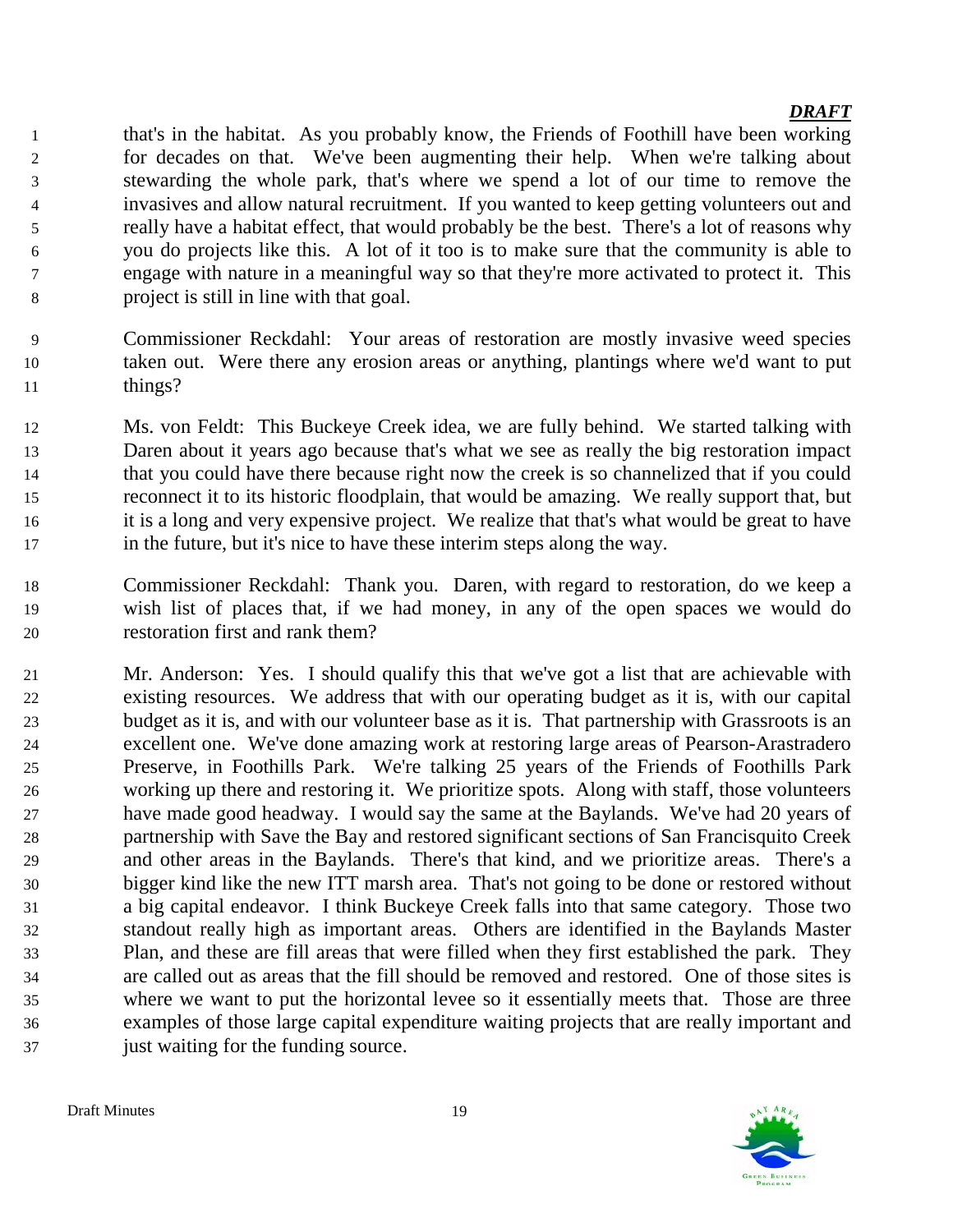that's in the habitat. As you probably know, the Friends of Foothill have been working for decades on that. We've been augmenting their help. When we're talking about stewarding the whole park, that's where we spend a lot of our time to remove the invasives and allow natural recruitment. If you wanted to keep getting volunteers out and really have a habitat effect, that would probably be the best. There's a lot of reasons why you do projects like this. A lot of it too is to make sure that the community is able to engage with nature in a meaningful way so that they're more activated to protect it. This project is still in line with that goal.

Commissioner Reckdahl: Your areas of restoration are mostly invasive weed species taken out. Were there any erosion areas or anything, plantings where we'd want to put things?

Ms. von Feldt: This Buckeye Creek idea, we are fully behind. We started talking with Daren about it years ago because that's what we see as really the big restoration impact that you could have there because right now the creek is so channelized that if you could reconnect it to its historic floodplain, that would be amazing. We really support that, but it is a long and very expensive project. We realize that that's what would be great to have in the future, but it's nice to have these interim steps along the way.

Commissioner Reckdahl: Thank you. Daren, with regard to restoration, do we keep a wish list of places that, if we had money, in any of the open spaces we would do restoration first and rank them?

Mr. Anderson: Yes. I should qualify this that we've got a list that are achievable with existing resources. We address that with our operating budget as it is, with our capital budget as it is, and with our volunteer base as it is. That partnership with Grassroots is an excellent one. We've done amazing work at restoring large areas of Pearson-Arastradero Preserve, in Foothills Park. We're talking 25 years of the Friends of Foothills Park working up there and restoring it. We prioritize spots. Along with staff, those volunteers have made good headway. I would say the same at the Baylands. We've had 20 years of partnership with Save the Bay and restored significant sections of San Francisquito Creek and other areas in the Baylands. There's that kind, and we prioritize areas. There's a bigger kind like the new ITT marsh area. That's not going to be done or restored without a big capital endeavor. I think Buckeye Creek falls into that same category. Those two standout really high as important areas. Others are identified in the Baylands Master Plan, and these are fill areas that were filled when they first established the park. They are called out as areas that the fill should be removed and restored. One of those sites is where we want to put the horizontal levee so it essentially meets that. Those are three examples of those large capital expenditure waiting projects that are really important and just waiting for the funding source.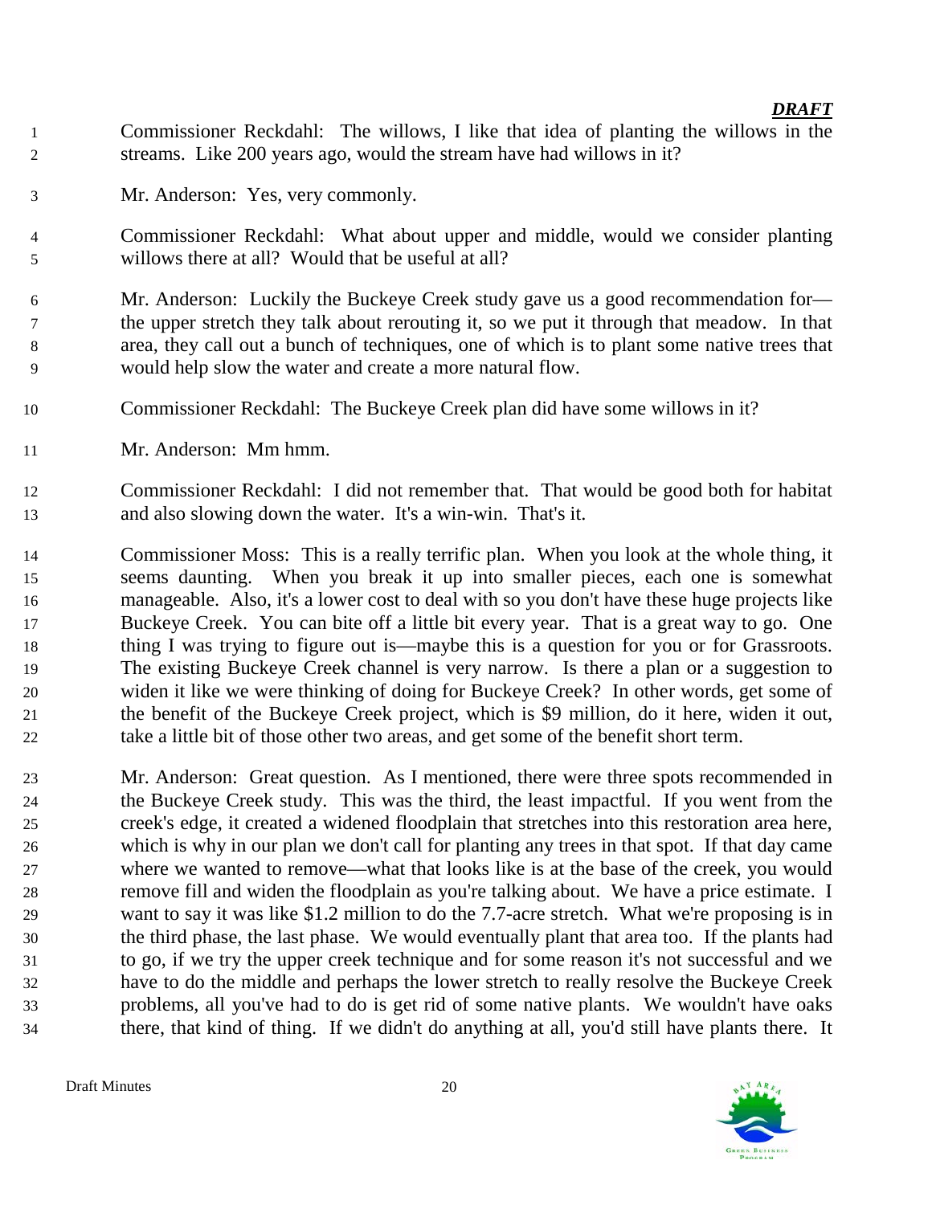Commissioner Reckdahl: The willows, I like that idea of planting the willows in the streams. Like 200 years ago, would the stream have had willows in it?

Mr. Anderson: Yes, very commonly.

Commissioner Reckdahl: What about upper and middle, would we consider planting willows there at all? Would that be useful at all?

Mr. Anderson: Luckily the Buckeye Creek study gave us a good recommendation for—the upper stretch they talk about rerouting it, so we put it through that meadow. In that area, they call out a bunch of techniques, one of which is to plant some native trees that would help slow the water and create a more natural flow.

Commissioner Reckdahl: The Buckeye Creek plan did have some willows in it?

Mr. Anderson: Mm hmm.

Commissioner Reckdahl: I did not remember that. That would be good both for habitat and also slowing down the water. It's a win-win. That's it.

Commissioner Moss: This is a really terrific plan. When you look at the whole thing, it seems daunting. When you break it up into smaller pieces, each one is somewhat manageable. Also, it's a lower cost to deal with so you don't have these huge projects like Buckeye Creek. You can bite off a little bit every year. That is a great way to go. One thing I was trying to figure out is—maybe this is a question for you or for Grassroots. The existing Buckeye Creek channel is very narrow. Is there a plan or a suggestion to widen it like we were thinking of doing for Buckeye Creek? In other words, get some of the benefit of the Buckeye Creek project, which is $9 million, do it here, widen it out, take a little bit of those other two areas, and get some of the benefit short term.

Mr. Anderson: Great question. As I mentioned, there were three spots recommended in the Buckeye Creek study. This was the third, the least impactful. If you went from the creek's edge, it created a widened floodplain that stretches into this restoration area here, which is why in our plan we don't call for planting any trees in that spot. If that day came where we wanted to remove—what that looks like is at the base of the creek, you would remove fill and widen the floodplain as you're talking about. We have a price estimate. I want to say it was like $1.2 million to do the 7.7-acre stretch. What we're proposing is in the third phase, the last phase. We would eventually plant that area too. If the plants had to go, if we try the upper creek technique and for some reason it's not successful and we have to do the middle and perhaps the lower stretch to really resolve the Buckeye Creek problems, all you've had to do is get rid of some native plants. We wouldn't have oaks there, that kind of thing. If we didn't do anything at all, you'd still have plants there. It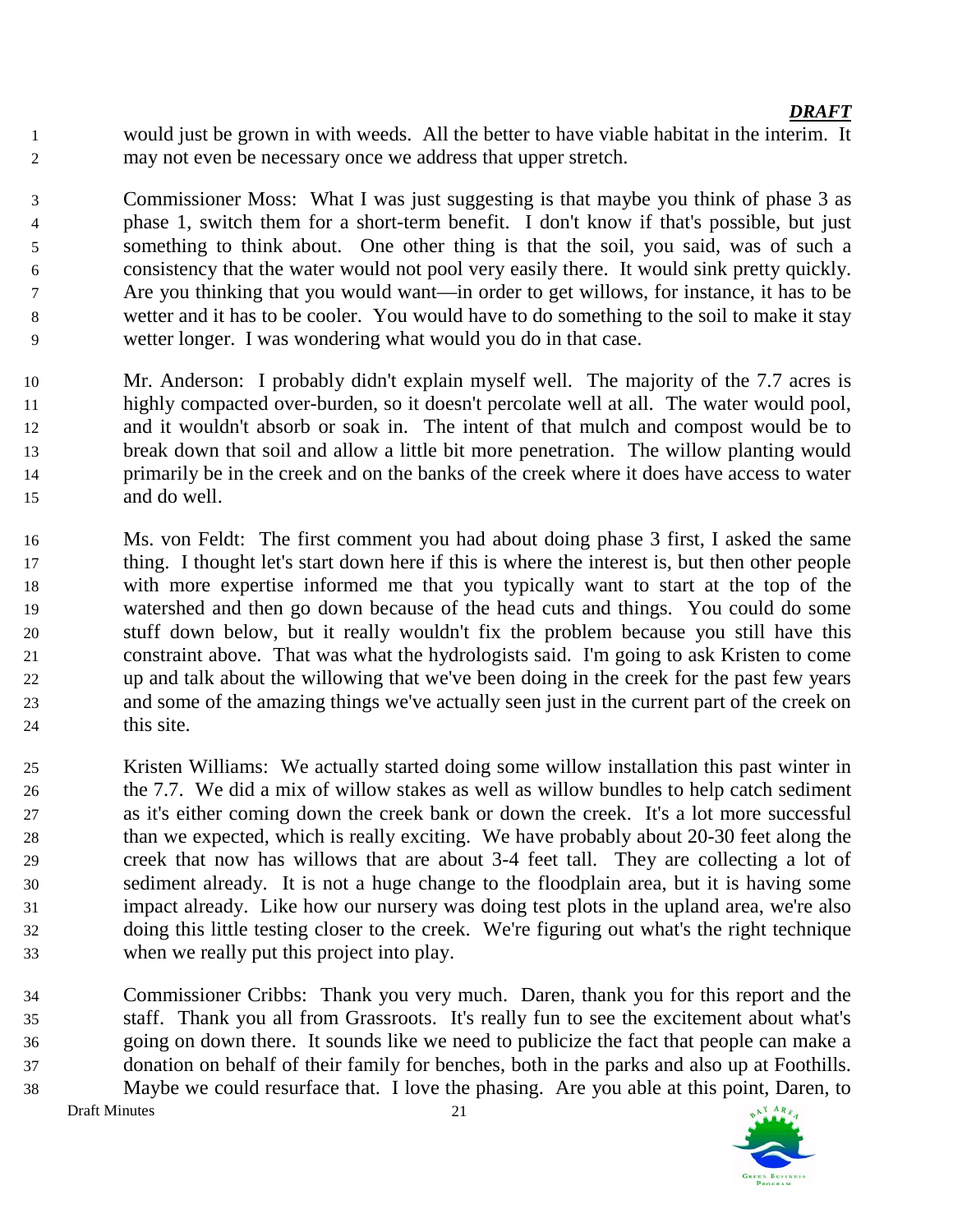would just be grown in with weeds. All the better to have viable habitat in the interim. It may not even be necessary once we address that upper stretch.

Commissioner Moss: What I was just suggesting is that maybe you think of phase 3 as phase 1, switch them for a short-term benefit. I don't know if that's possible, but just something to think about. One other thing is that the soil, you said, was of such a consistency that the water would not pool very easily there. It would sink pretty quickly. Are you thinking that you would want—in order to get willows, for instance, it has to be wetter and it has to be cooler. You would have to do something to the soil to make it stay wetter longer. I was wondering what would you do in that case.

Mr. Anderson: I probably didn't explain myself well. The majority of the 7.7 acres is highly compacted over-burden, so it doesn't percolate well at all. The water would pool, and it wouldn't absorb or soak in. The intent of that mulch and compost would be to break down that soil and allow a little bit more penetration. The willow planting would primarily be in the creek and on the banks of the creek where it does have access to water and do well.

Ms. von Feldt: The first comment you had about doing phase 3 first, I asked the same thing. I thought let's start down here if this is where the interest is, but then other people with more expertise informed me that you typically want to start at the top of the watershed and then go down because of the head cuts and things. You could do some stuff down below, but it really wouldn't fix the problem because you still have this constraint above. That was what the hydrologists said. I'm going to ask Kristen to come up and talk about the willowing that we've been doing in the creek for the past few years and some of the amazing things we've actually seen just in the current part of the creek on this site.

Kristen Williams: We actually started doing some willow installation this past winter in the 7.7. We did a mix of willow stakes as well as willow bundles to help catch sediment as it's either coming down the creek bank or down the creek. It's a lot more successful than we expected, which is really exciting. We have probably about 20-30 feet along the creek that now has willows that are about 3-4 feet tall. They are collecting a lot of sediment already. It is not a huge change to the floodplain area, but it is having some impact already. Like how our nursery was doing test plots in the upland area, we're also doing this little testing closer to the creek. We're figuring out what's the right technique when we really put this project into play.

Commissioner Cribbs: Thank you very much. Daren, thank you for this report and the staff. Thank you all from Grassroots. It's really fun to see the excitement about what's going on down there. It sounds like we need to publicize the fact that people can make a donation on behalf of their family for benches, both in the parks and also up at Foothills. Maybe we could resurface that. I love the phasing. Are you able at this point, Daren, to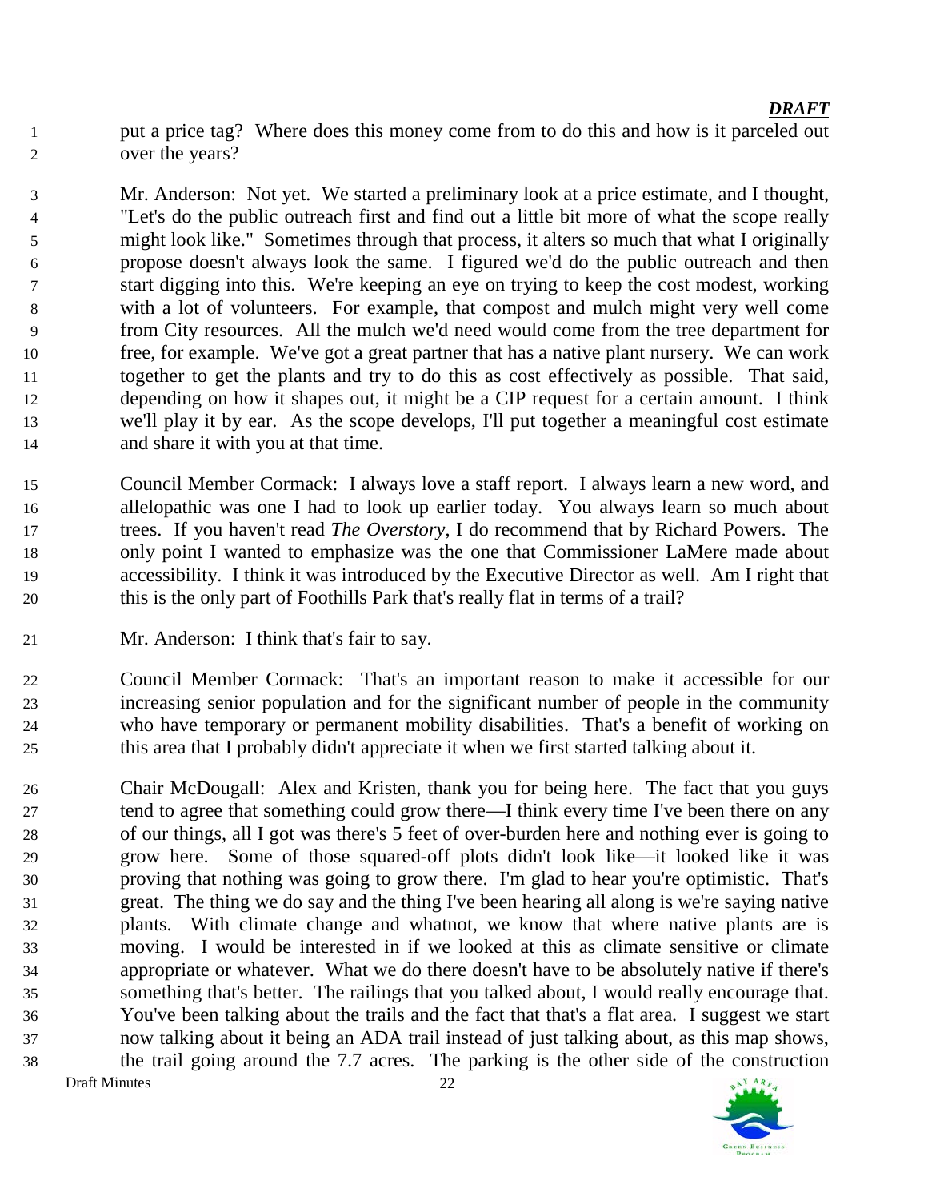put a price tag? Where does this money come from to do this and how is it parceled out over the years?

Mr. Anderson: Not yet. We started a preliminary look at a price estimate, and I thought, "Let's do the public outreach first and find out a little bit more of what the scope really might look like." Sometimes through that process, it alters so much that what I originally propose doesn't always look the same. I figured we'd do the public outreach and then start digging into this. We're keeping an eye on trying to keep the cost modest, working with a lot of volunteers. For example, that compost and mulch might very well come from City resources. All the mulch we'd need would come from the tree department for free, for example. We've got a great partner that has a native plant nursery. We can work together to get the plants and try to do this as cost effectively as possible. That said, depending on how it shapes out, it might be a CIP request for a certain amount. I think we'll play it by ear. As the scope develops, I'll put together a meaningful cost estimate and share it with you at that time.

Council Member Cormack: I always love a staff report. I always learn a new word, and allelopathic was one I had to look up earlier today. You always learn so much about trees. If you haven't read *The Overstory*, I do recommend that by Richard Powers. The only point I wanted to emphasize was the one that Commissioner LaMere made about accessibility. I think it was introduced by the Executive Director as well. Am I right that this is the only part of Foothills Park that's really flat in terms of a trail?

Mr. Anderson: I think that's fair to say.

Council Member Cormack: That's an important reason to make it accessible for our increasing senior population and for the significant number of people in the community who have temporary or permanent mobility disabilities. That's a benefit of working on this area that I probably didn't appreciate it when we first started talking about it.

Chair McDougall: Alex and Kristen, thank you for being here. The fact that you guys tend to agree that something could grow there—I think every time I've been there on any of our things, all I got was there's 5 feet of over-burden here and nothing ever is going to grow here. Some of those squared-off plots didn't look like—it looked like it was proving that nothing was going to grow there. I'm glad to hear you're optimistic. That's great. The thing we do say and the thing I've been hearing all along is we're saying native plants. With climate change and whatnot, we know that where native plants are is moving. I would be interested in if we looked at this as climate sensitive or climate appropriate or whatever. What we do there doesn't have to be absolutely native if there's something that's better. The railings that you talked about, I would really encourage that. You've been talking about the trails and the fact that that's a flat area. I suggest we start now talking about it being an ADA trail instead of just talking about, as this map shows, the trail going around the 7.7 acres. The parking is the other side of the construction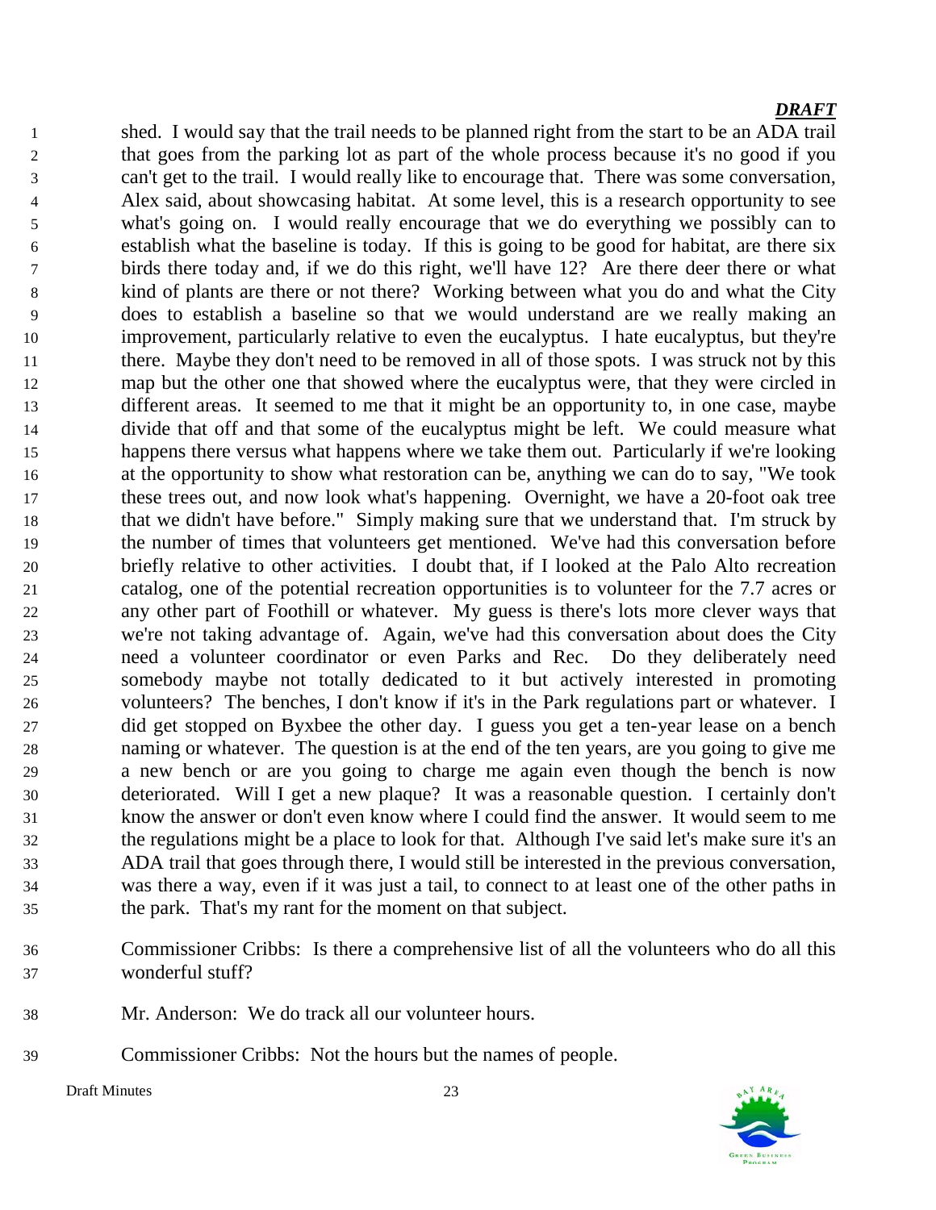shed. I would say that the trail needs to be planned right from the start to be an ADA trail that goes from the parking lot as part of the whole process because it's no good if you can't get to the trail. I would really like to encourage that. There was some conversation, Alex said, about showcasing habitat. At some level, this is a research opportunity to see what's going on. I would really encourage that we do everything we possibly can to establish what the baseline is today. If this is going to be good for habitat, are there six birds there today and, if we do this right, we'll have 12? Are there deer there or what kind of plants are there or not there? Working between what you do and what the City does to establish a baseline so that we would understand are we really making an improvement, particularly relative to even the eucalyptus. I hate eucalyptus, but they're there. Maybe they don't need to be removed in all of those spots. I was struck not by this map but the other one that showed where the eucalyptus were, that they were circled in different areas. It seemed to me that it might be an opportunity to, in one case, maybe divide that off and that some of the eucalyptus might be left. We could measure what happens there versus what happens where we take them out. Particularly if we're looking at the opportunity to show what restoration can be, anything we can do to say, "We took these trees out, and now look what's happening. Overnight, we have a 20-foot oak tree that we didn't have before." Simply making sure that we understand that. I'm struck by the number of times that volunteers get mentioned. We've had this conversation before briefly relative to other activities. I doubt that, if I looked at the Palo Alto recreation catalog, one of the potential recreation opportunities is to volunteer for the 7.7 acres or any other part of Foothill or whatever. My guess is there's lots more clever ways that we're not taking advantage of. Again, we've had this conversation about does the City need a volunteer coordinator or even Parks and Rec. Do they deliberately need somebody maybe not totally dedicated to it but actively interested in promoting volunteers? The benches, I don't know if it's in the Park regulations part or whatever. I did get stopped on Byxbee the other day. I guess you get a ten-year lease on a bench naming or whatever. The question is at the end of the ten years, are you going to give me a new bench or are you going to charge me again even though the bench is now deteriorated. Will I get a new plaque? It was a reasonable question. I certainly don't know the answer or don't even know where I could find the answer. It would seem to me the regulations might be a place to look for that. Although I've said let's make sure it's an ADA trail that goes through there, I would still be interested in the previous conversation, was there a way, even if it was just a tail, to connect to at least one of the other paths in the park. That's my rant for the moment on that subject.

Commissioner Cribbs: Is there a comprehensive list of all the volunteers who do all this wonderful stuff?

Mr. Anderson: We do track all our volunteer hours.

Commissioner Cribbs: Not the hours but the names of people.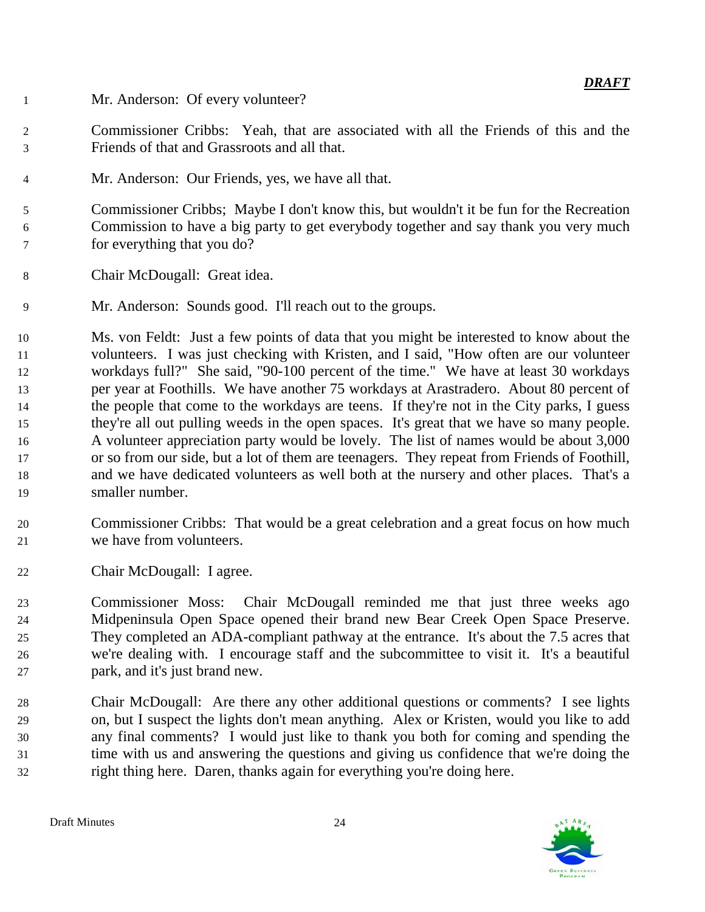Mr. Anderson: Of every volunteer?

Commissioner Cribbs: Yeah, that are associated with all the Friends of this and the Friends of that and Grassroots and all that.

Mr. Anderson: Our Friends, yes, we have all that.

Commissioner Cribbs; Maybe I don't know this, but wouldn't it be fun for the Recreation Commission to have a big party to get everybody together and say thank you very much for everything that you do?

Chair McDougall: Great idea.

Mr. Anderson: Sounds good. I'll reach out to the groups.

Ms. von Feldt: Just a few points of data that you might be interested to know about the volunteers. I was just checking with Kristen, and I said, "How often are our volunteer workdays full?" She said, "90-100 percent of the time." We have at least 30 workdays per year at Foothills. We have another 75 workdays at Arastradero. About 80 percent of the people that come to the workdays are teens. If they're not in the City parks, I guess they're all out pulling weeds in the open spaces. It's great that we have so many people. A volunteer appreciation party would be lovely. The list of names would be about 3,000 or so from our side, but a lot of them are teenagers. They repeat from Friends of Foothill, and we have dedicated volunteers as well both at the nursery and other places. That's a smaller number.

Commissioner Cribbs: That would be a great celebration and a great focus on how much we have from volunteers.

Chair McDougall: I agree.

Commissioner Moss: Chair McDougall reminded me that just three weeks ago Midpeninsula Open Space opened their brand new Bear Creek Open Space Preserve. They completed an ADA-compliant pathway at the entrance. It's about the 7.5 acres that we're dealing with. I encourage staff and the subcommittee to visit it. It's a beautiful park, and it's just brand new.

Chair McDougall: Are there any other additional questions or comments? I see lights on, but I suspect the lights don't mean anything. Alex or Kristen, would you like to add any final comments? I would just like to thank you both for coming and spending the time with us and answering the questions and giving us confidence that we're doing the right thing here. Daren, thanks again for everything you're doing here.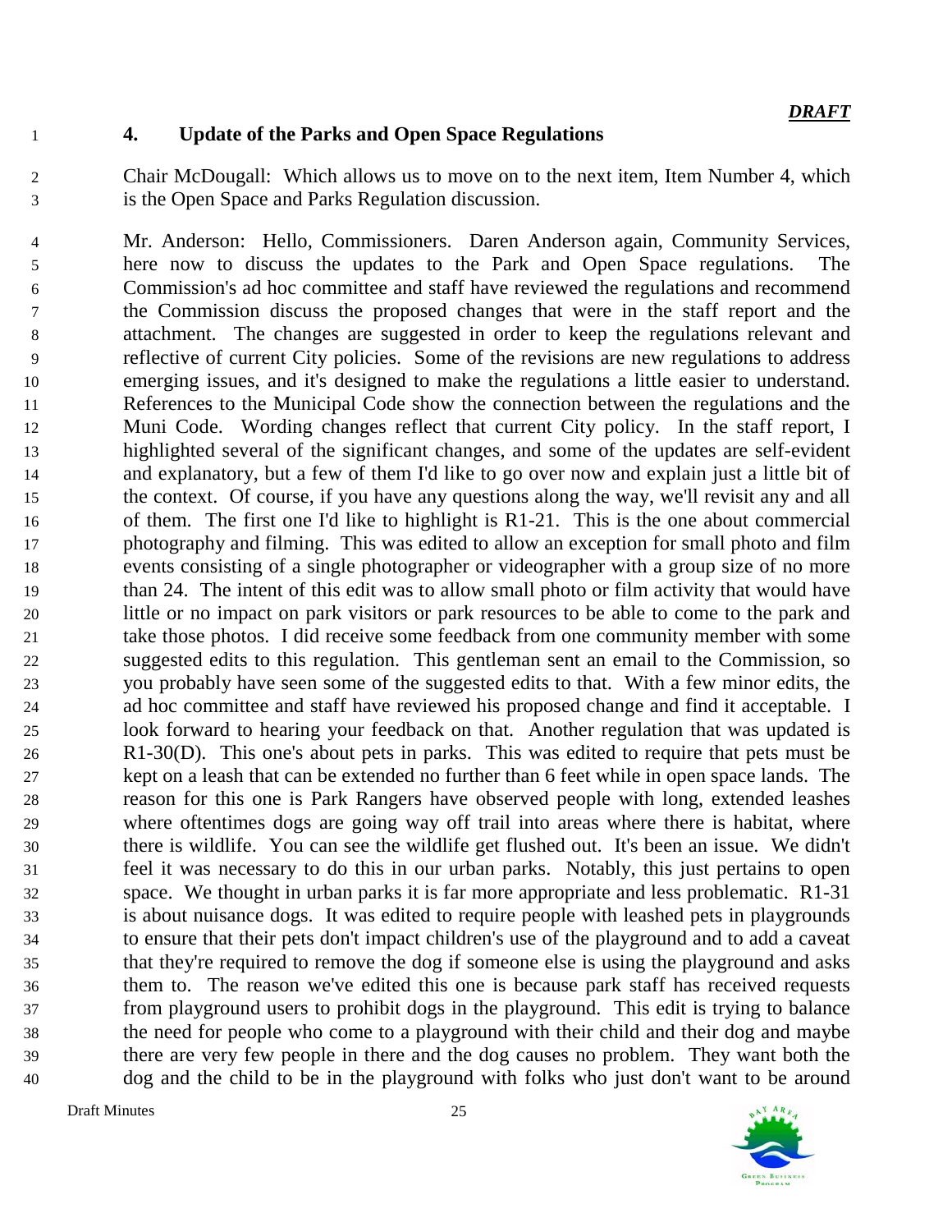## 4. Update of the Parks and Open Space Regulations

Chair McDougall: Which allows us to move on to the next item, Item Number 4, which is the Open Space and Parks Regulation discussion.

Mr. Anderson: Hello, Commissioners. Daren Anderson again, Community Services, here now to discuss the updates to the Park and Open Space regulations. The Commission's ad hoc committee and staff have reviewed the regulations and recommend the Commission discuss the proposed changes that were in the staff report and the attachment. The changes are suggested in order to keep the regulations relevant and reflective of current City policies. Some of the revisions are new regulations to address emerging issues, and it's designed to make the regulations a little easier to understand. References to the Municipal Code show the connection between the regulations and the Muni Code. Wording changes reflect that current City policy. In the staff report, I highlighted several of the significant changes, and some of the updates are self-evident and explanatory, but a few of them I'd like to go over now and explain just a little bit of the context. Of course, if you have any questions along the way, we'll revisit any and all of them. The first one I'd like to highlight is R1-21. This is the one about commercial photography and filming. This was edited to allow an exception for small photo and film events consisting of a single photographer or videographer with a group size of no more than 24. The intent of this edit was to allow small photo or film activity that would have little or no impact on park visitors or park resources to be able to come to the park and take those photos. I did receive some feedback from one community member with some suggested edits to this regulation. This gentleman sent an email to the Commission, so you probably have seen some of the suggested edits to that. With a few minor edits, the ad hoc committee and staff have reviewed his proposed change and find it acceptable. I look forward to hearing your feedback on that. Another regulation that was updated is R1-30(D). This one's about pets in parks. This was edited to require that pets must be kept on a leash that can be extended no further than 6 feet while in open space lands. The reason for this one is Park Rangers have observed people with long, extended leashes where oftentimes dogs are going way off trail into areas where there is habitat, where there is wildlife. You can see the wildlife get flushed out. It's been an issue. We didn't feel it was necessary to do this in our urban parks. Notably, this just pertains to open space. We thought in urban parks it is far more appropriate and less problematic. R1-31 is about nuisance dogs. It was edited to require people with leashed pets in playgrounds to ensure that their pets don't impact children's use of the playground and to add a caveat that they're required to remove the dog if someone else is using the playground and asks them to. The reason we've edited this one is because park staff has received requests from playground users to prohibit dogs in the playground. This edit is trying to balance the need for people who come to a playground with their child and their dog and maybe there are very few people in there and the dog causes no problem. They want both the dog and the child to be in the playground with folks who just don't want to be around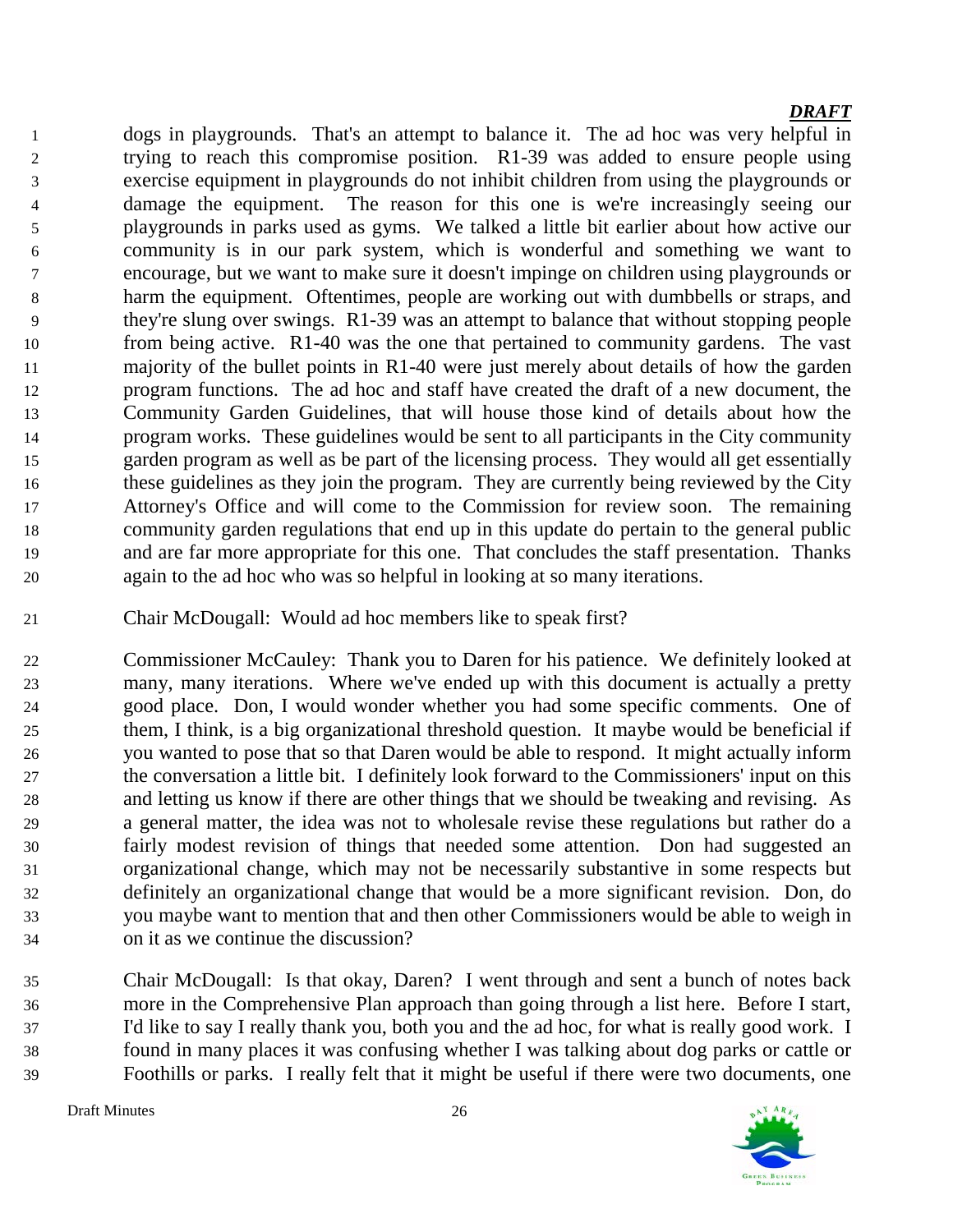dogs in playgrounds. That's an attempt to balance it. The ad hoc was very helpful in trying to reach this compromise position. R1-39 was added to ensure people using exercise equipment in playgrounds do not inhibit children from using the playgrounds or damage the equipment. The reason for this one is we're increasingly seeing our playgrounds in parks used as gyms. We talked a little bit earlier about how active our community is in our park system, which is wonderful and something we want to encourage, but we want to make sure it doesn't impinge on children using playgrounds or harm the equipment. Oftentimes, people are working out with dumbbells or straps, and they're slung over swings. R1-39 was an attempt to balance that without stopping people from being active. R1-40 was the one that pertained to community gardens. The vast majority of the bullet points in R1-40 were just merely about details of how the garden program functions. The ad hoc and staff have created the draft of a new document, the Community Garden Guidelines, that will house those kind of details about how the program works. These guidelines would be sent to all participants in the City community garden program as well as be part of the licensing process. They would all get essentially these guidelines as they join the program. They are currently being reviewed by the City Attorney's Office and will come to the Commission for review soon. The remaining community garden regulations that end up in this update do pertain to the general public and are far more appropriate for this one. That concludes the staff presentation. Thanks again to the ad hoc who was so helpful in looking at so many iterations.

Chair McDougall: Would ad hoc members like to speak first?

Commissioner McCauley: Thank you to Daren for his patience. We definitely looked at many, many iterations. Where we've ended up with this document is actually a pretty good place. Don, I would wonder whether you had some specific comments. One of them, I think, is a big organizational threshold question. It maybe would be beneficial if you wanted to pose that so that Daren would be able to respond. It might actually inform the conversation a little bit. I definitely look forward to the Commissioners' input on this and letting us know if there are other things that we should be tweaking and revising. As a general matter, the idea was not to wholesale revise these regulations but rather do a fairly modest revision of things that needed some attention. Don had suggested an organizational change, which may not be necessarily substantive in some respects but definitely an organizational change that would be a more significant revision. Don, do you maybe want to mention that and then other Commissioners would be able to weigh in on it as we continue the discussion?

Chair McDougall: Is that okay, Daren? I went through and sent a bunch of notes back more in the Comprehensive Plan approach than going through a list here. Before I start, I'd like to say I really thank you, both you and the ad hoc, for what is really good work. I found in many places it was confusing whether I was talking about dog parks or cattle or Foothills or parks. I really felt that it might be useful if there were two documents, one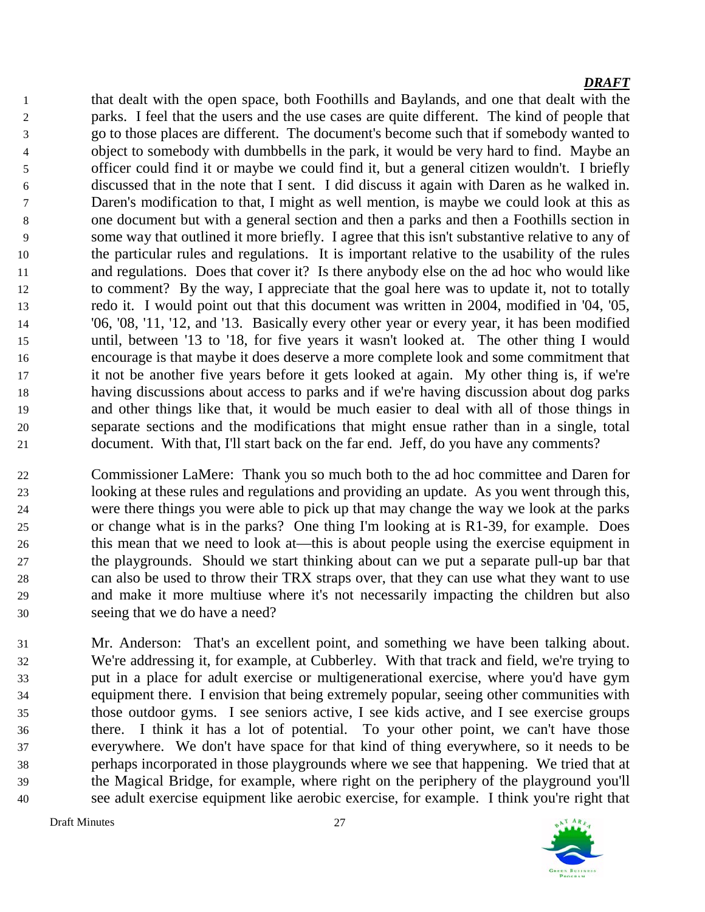that dealt with the open space, both Foothills and Baylands, and one that dealt with the parks. I feel that the users and the use cases are quite different. The kind of people that go to those places are different. The document's become such that if somebody wanted to object to somebody with dumbbells in the park, it would be very hard to find. Maybe an officer could find it or maybe we could find it, but a general citizen wouldn't. I briefly discussed that in the note that I sent. I did discuss it again with Daren as he walked in. Daren's modification to that, I might as well mention, is maybe we could look at this as one document but with a general section and then a parks and then a Foothills section in some way that outlined it more briefly. I agree that this isn't substantive relative to any of the particular rules and regulations. It is important relative to the usability of the rules and regulations. Does that cover it? Is there anybody else on the ad hoc who would like to comment? By the way, I appreciate that the goal here was to update it, not to totally redo it. I would point out that this document was written in 2004, modified in '04, '05, '06, '08, '11, '12, and '13. Basically every other year or every year, it has been modified until, between '13 to '18, for five years it wasn't looked at. The other thing I would encourage is that maybe it does deserve a more complete look and some commitment that it not be another five years before it gets looked at again. My other thing is, if we're having discussions about access to parks and if we're having discussion about dog parks and other things like that, it would be much easier to deal with all of those things in separate sections and the modifications that might ensue rather than in a single, total document. With that, I'll start back on the far end. Jeff, do you have any comments?

Commissioner LaMere: Thank you so much both to the ad hoc committee and Daren for looking at these rules and regulations and providing an update. As you went through this, were there things you were able to pick up that may change the way we look at the parks or change what is in the parks? One thing I'm looking at is R1-39, for example. Does this mean that we need to look at—this is about people using the exercise equipment in the playgrounds. Should we start thinking about can we put a separate pull-up bar that can also be used to throw their TRX straps over, that they can use what they want to use and make it more multiuse where it's not necessarily impacting the children but also seeing that we do have a need?

Mr. Anderson: That's an excellent point, and something we have been talking about. We're addressing it, for example, at Cubberley. With that track and field, we're trying to put in a place for adult exercise or multigenerational exercise, where you'd have gym equipment there. I envision that being extremely popular, seeing other communities with those outdoor gyms. I see seniors active, I see kids active, and I see exercise groups there. I think it has a lot of potential. To your other point, we can't have those everywhere. We don't have space for that kind of thing everywhere, so it needs to be perhaps incorporated in those playgrounds where we see that happening. We tried that at the Magical Bridge, for example, where right on the periphery of the playground you'll see adult exercise equipment like aerobic exercise, for example. I think you're right that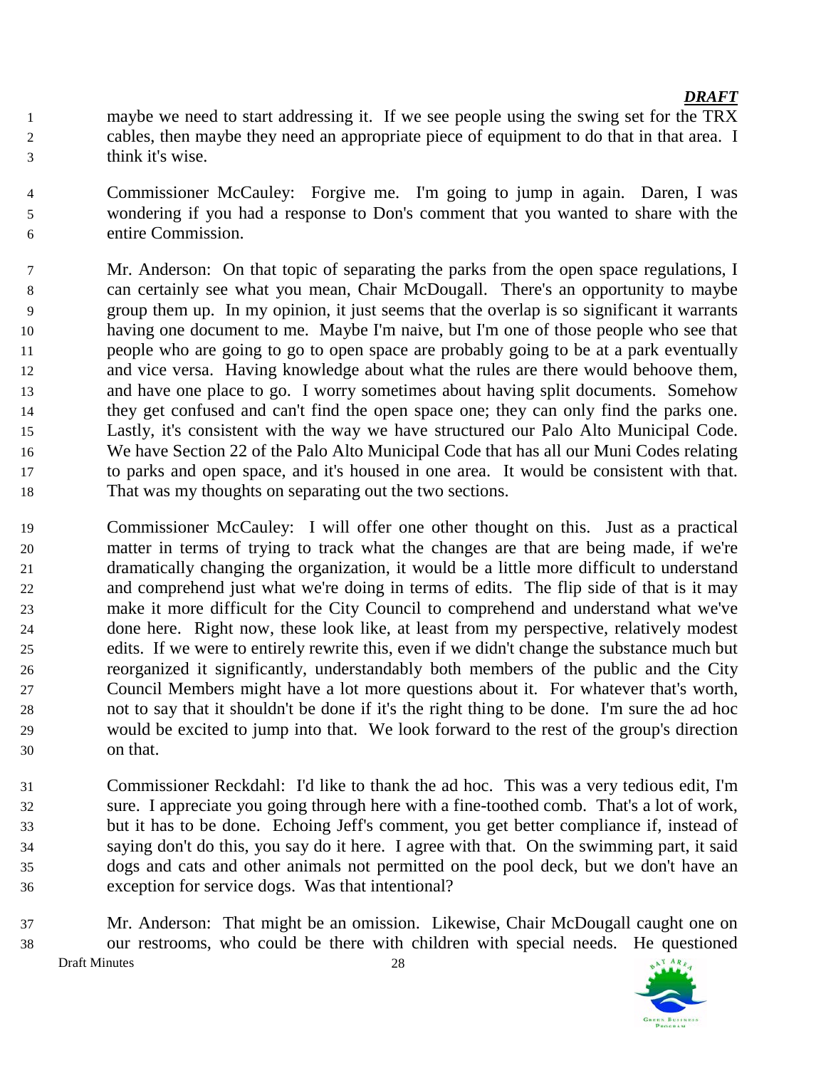maybe we need to start addressing it. If we see people using the swing set for the TRX cables, then maybe they need an appropriate piece of equipment to do that in that area. I think it's wise.

Commissioner McCauley: Forgive me. I'm going to jump in again. Daren, I was wondering if you had a response to Don's comment that you wanted to share with the entire Commission.

Mr. Anderson: On that topic of separating the parks from the open space regulations, I can certainly see what you mean, Chair McDougall. There's an opportunity to maybe group them up. In my opinion, it just seems that the overlap is so significant it warrants having one document to me. Maybe I'm naive, but I'm one of those people who see that people who are going to go to open space are probably going to be at a park eventually and vice versa. Having knowledge about what the rules are there would behoove them, and have one place to go. I worry sometimes about having split documents. Somehow they get confused and can't find the open space one; they can only find the parks one. Lastly, it's consistent with the way we have structured our Palo Alto Municipal Code. We have Section 22 of the Palo Alto Municipal Code that has all our Muni Codes relating to parks and open space, and it's housed in one area. It would be consistent with that. That was my thoughts on separating out the two sections.

Commissioner McCauley: I will offer one other thought on this. Just as a practical matter in terms of trying to track what the changes are that are being made, if we're dramatically changing the organization, it would be a little more difficult to understand and comprehend just what we're doing in terms of edits. The flip side of that is it may make it more difficult for the City Council to comprehend and understand what we've done here. Right now, these look like, at least from my perspective, relatively modest edits. If we were to entirely rewrite this, even if we didn't change the substance much but reorganized it significantly, understandably both members of the public and the City Council Members might have a lot more questions about it. For whatever that's worth, not to say that it shouldn't be done if it's the right thing to be done. I'm sure the ad hoc would be excited to jump into that. We look forward to the rest of the group's direction on that.

Commissioner Reckdahl: I'd like to thank the ad hoc. This was a very tedious edit, I'm sure. I appreciate you going through here with a fine-toothed comb. That's a lot of work, but it has to be done. Echoing Jeff's comment, you get better compliance if, instead of saying don't do this, you say do it here. I agree with that. On the swimming part, it said dogs and cats and other animals not permitted on the pool deck, but we don't have an exception for service dogs. Was that intentional?

Mr. Anderson: That might be an omission. Likewise, Chair McDougall caught one on our restrooms, who could be there with children with special needs. He questioned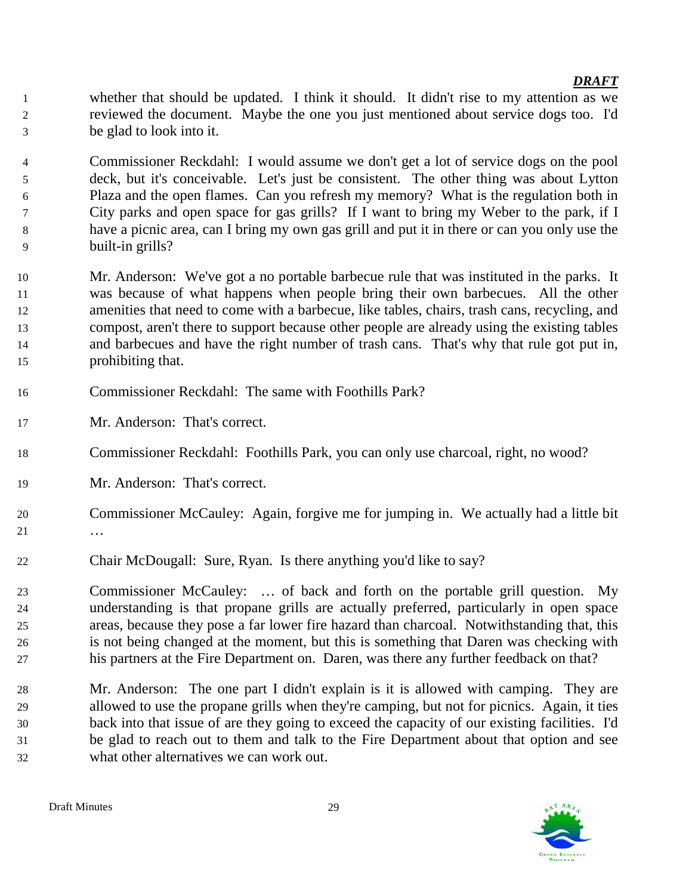whether that should be updated. I think it should. It didn't rise to my attention as we reviewed the document. Maybe the one you just mentioned about service dogs too. I'd be glad to look into it.

Commissioner Reckdahl: I would assume we don't get a lot of service dogs on the pool deck, but it's conceivable. Let's just be consistent. The other thing was about Lytton Plaza and the open flames. Can you refresh my memory? What is the regulation both in City parks and open space for gas grills? If I want to bring my Weber to the park, if I have a picnic area, can I bring my own gas grill and put it in there or can you only use the built-in grills?

Mr. Anderson: We've got a no portable barbecue rule that was instituted in the parks. It was because of what happens when people bring their own barbecues. All the other amenities that need to come with a barbecue, like tables, chairs, trash cans, recycling, and compost, aren't there to support because other people are already using the existing tables and barbecues and have the right number of trash cans. That's why that rule got put in, prohibiting that.

Commissioner Reckdahl: The same with Foothills Park?

Mr. Anderson: That's correct.

Commissioner Reckdahl: Foothills Park, you can only use charcoal, right, no wood?

Mr. Anderson: That's correct.

Commissioner McCauley: Again, forgive me for jumping in. We actually had a little bit …

Chair McDougall: Sure, Ryan. Is there anything you'd like to say?

Commissioner McCauley: … of back and forth on the portable grill question. My understanding is that propane grills are actually preferred, particularly in open space areas, because they pose a far lower fire hazard than charcoal. Notwithstanding that, this is not being changed at the moment, but this is something that Daren was checking with his partners at the Fire Department on. Daren, was there any further feedback on that?

Mr. Anderson: The one part I didn't explain is it is allowed with camping. They are allowed to use the propane grills when they're camping, but not for picnics. Again, it ties back into that issue of are they going to exceed the capacity of our existing facilities. I'd be glad to reach out to them and talk to the Fire Department about that option and see what other alternatives we can work out.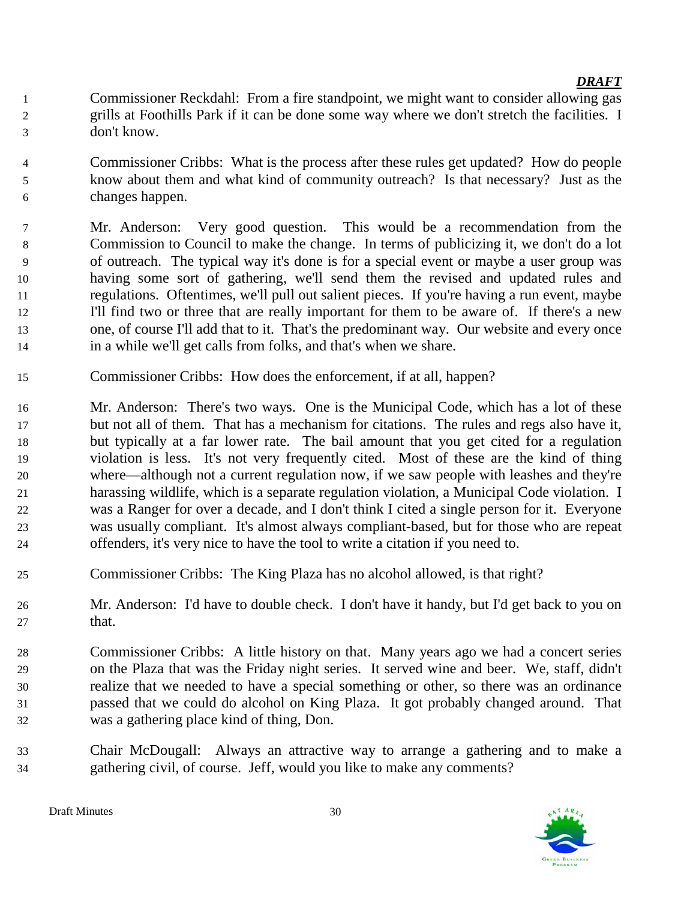***DRAFT***

Commissioner Reckdahl: From a fire standpoint, we might want to consider allowing gas grills at Foothills Park if it can be done some way where we don't stretch the facilities. I don't know.

Commissioner Cribbs: What is the process after these rules get updated? How do people know about them and what kind of community outreach? Is that necessary? Just as the changes happen.

Mr. Anderson: Very good question. This would be a recommendation from the Commission to Council to make the change. In terms of publicizing it, we don't do a lot of outreach. The typical way it's done is for a special event or maybe a user group was having some sort of gathering, we'll send them the revised and updated rules and regulations. Oftentimes, we'll pull out salient pieces. If you're having a run event, maybe I'll find two or three that are really important for them to be aware of. If there's a new one, of course I'll add that to it. That's the predominant way. Our website and every once in a while we'll get calls from folks, and that's when we share.

Commissioner Cribbs: How does the enforcement, if at all, happen?

Mr. Anderson: There's two ways. One is the Municipal Code, which has a lot of these but not all of them. That has a mechanism for citations. The rules and regs also have it, but typically at a far lower rate. The bail amount that you get cited for a regulation violation is less. It's not very frequently cited. Most of these are the kind of thing where—although not a current regulation now, if we saw people with leashes and they're harassing wildlife, which is a separate regulation violation, a Municipal Code violation. I was a Ranger for over a decade, and I don't think I cited a single person for it. Everyone was usually compliant. It's almost always compliant-based, but for those who are repeat offenders, it's very nice to have the tool to write a citation if you need to.

Commissioner Cribbs: The King Plaza has no alcohol allowed, is that right?

Mr. Anderson: I'd have to double check. I don't have it handy, but I'd get back to you on that.

Commissioner Cribbs: A little history on that. Many years ago we had a concert series on the Plaza that was the Friday night series. It served wine and beer. We, staff, didn't realize that we needed to have a special something or other, so there was an ordinance passed that we could do alcohol on King Plaza. It got probably changed around. That was a gathering place kind of thing, Don.

Chair McDougall: Always an attractive way to arrange a gathering and to make a gathering civil, of course. Jeff, would you like to make any comments?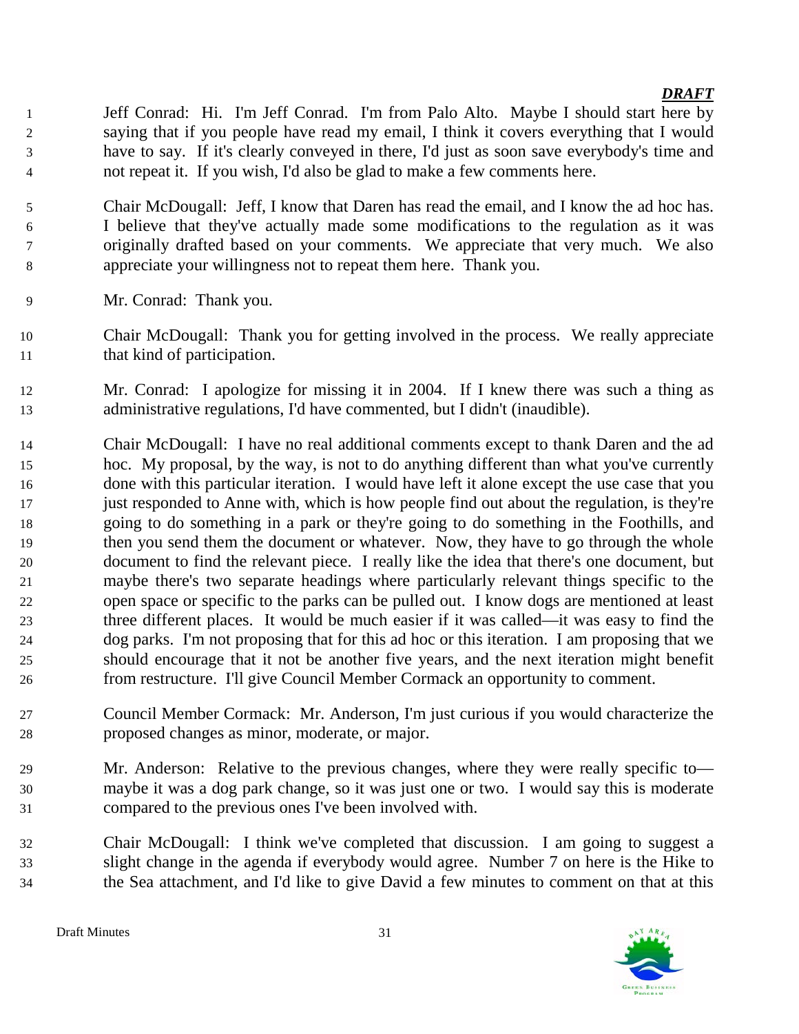***DRAFT***

Jeff Conrad: Hi. I'm Jeff Conrad. I'm from Palo Alto. Maybe I should start here by saying that if you people have read my email, I think it covers everything that I would have to say. If it's clearly conveyed in there, I'd just as soon save everybody's time and not repeat it. If you wish, I'd also be glad to make a few comments here.

Chair McDougall: Jeff, I know that Daren has read the email, and I know the ad hoc has. I believe that they've actually made some modifications to the regulation as it was originally drafted based on your comments. We appreciate that very much. We also appreciate your willingness not to repeat them here. Thank you.

Mr. Conrad: Thank you.

Chair McDougall: Thank you for getting involved in the process. We really appreciate that kind of participation.

Mr. Conrad: I apologize for missing it in 2004. If I knew there was such a thing as administrative regulations, I'd have commented, but I didn't (inaudible).

Chair McDougall: I have no real additional comments except to thank Daren and the ad hoc. My proposal, by the way, is not to do anything different than what you've currently done with this particular iteration. I would have left it alone except the use case that you just responded to Anne with, which is how people find out about the regulation, is they're going to do something in a park or they're going to do something in the Foothills, and then you send them the document or whatever. Now, they have to go through the whole document to find the relevant piece. I really like the idea that there's one document, but maybe there's two separate headings where particularly relevant things specific to the open space or specific to the parks can be pulled out. I know dogs are mentioned at least three different places. It would be much easier if it was called—it was easy to find the dog parks. I'm not proposing that for this ad hoc or this iteration. I am proposing that we should encourage that it not be another five years, and the next iteration might benefit from restructure. I'll give Council Member Cormack an opportunity to comment.

Council Member Cormack: Mr. Anderson, I'm just curious if you would characterize the proposed changes as minor, moderate, or major.

Mr. Anderson: Relative to the previous changes, where they were really specific to—maybe it was a dog park change, so it was just one or two. I would say this is moderate compared to the previous ones I've been involved with.

Chair McDougall: I think we've completed that discussion. I am going to suggest a slight change in the agenda if everybody would agree. Number 7 on here is the Hike to the Sea attachment, and I'd like to give David a few minutes to comment on that at this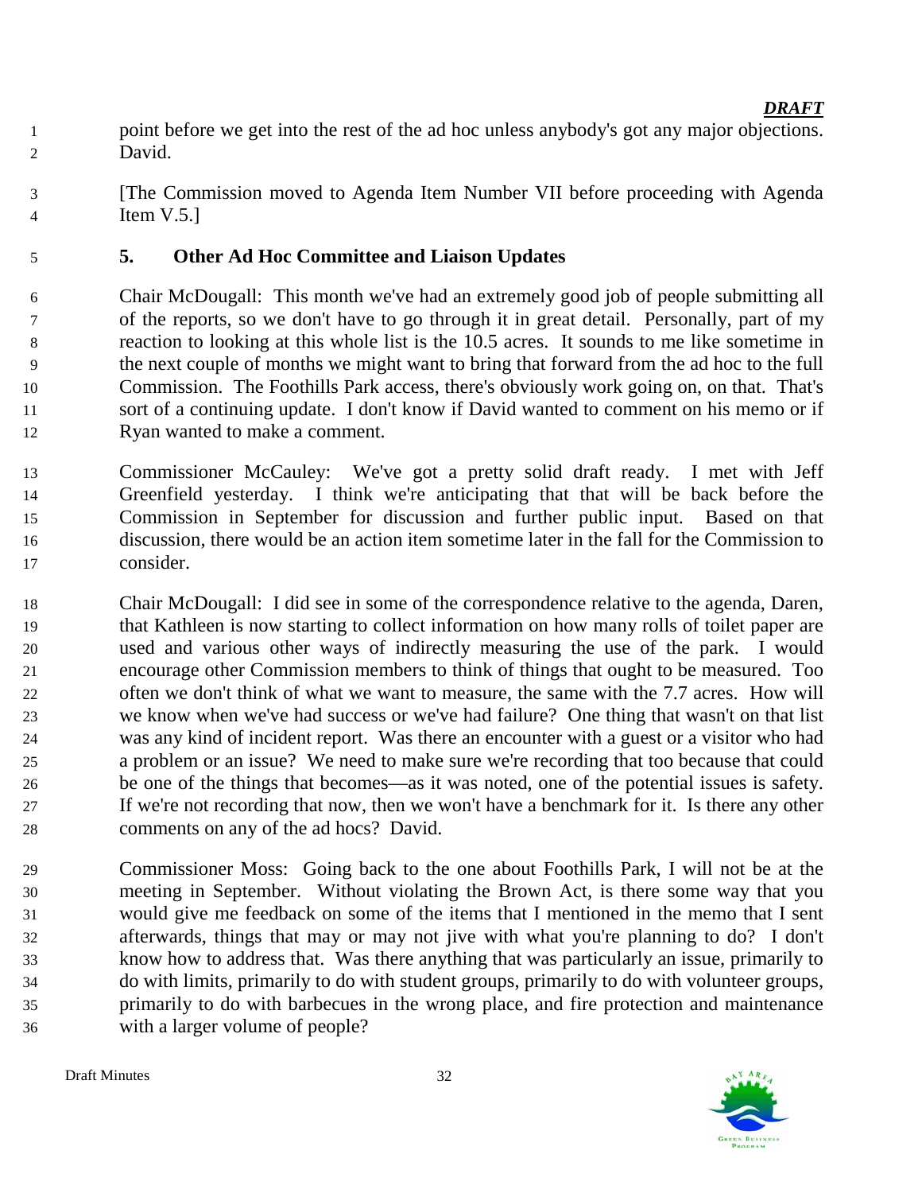*DRAFT*

point before we get into the rest of the ad hoc unless anybody's got any major objections. David.

[The Commission moved to Agenda Item Number VII before proceeding with Agenda Item V.5.]

### 5. Other Ad Hoc Committee and Liaison Updates

Chair McDougall: This month we've had an extremely good job of people submitting all of the reports, so we don't have to go through it in great detail. Personally, part of my reaction to looking at this whole list is the 10.5 acres. It sounds to me like sometime in the next couple of months we might want to bring that forward from the ad hoc to the full Commission. The Foothills Park access, there's obviously work going on, on that. That's sort of a continuing update. I don't know if David wanted to comment on his memo or if Ryan wanted to make a comment.

Commissioner McCauley: We've got a pretty solid draft ready. I met with Jeff Greenfield yesterday. I think we're anticipating that that will be back before the Commission in September for discussion and further public input. Based on that discussion, there would be an action item sometime later in the fall for the Commission to consider.

Chair McDougall: I did see in some of the correspondence relative to the agenda, Daren, that Kathleen is now starting to collect information on how many rolls of toilet paper are used and various other ways of indirectly measuring the use of the park. I would encourage other Commission members to think of things that ought to be measured. Too often we don't think of what we want to measure, the same with the 7.7 acres. How will we know when we've had success or we've had failure? One thing that wasn't on that list was any kind of incident report. Was there an encounter with a guest or a visitor who had a problem or an issue? We need to make sure we're recording that too because that could be one of the things that becomes—as it was noted, one of the potential issues is safety. If we're not recording that now, then we won't have a benchmark for it. Is there any other comments on any of the ad hocs? David.

Commissioner Moss: Going back to the one about Foothills Park, I will not be at the meeting in September. Without violating the Brown Act, is there some way that you would give me feedback on some of the items that I mentioned in the memo that I sent afterwards, things that may or may not jive with what you're planning to do? I don't know how to address that. Was there anything that was particularly an issue, primarily to do with limits, primarily to do with student groups, primarily to do with volunteer groups, primarily to do with barbecues in the wrong place, and fire protection and maintenance with a larger volume of people?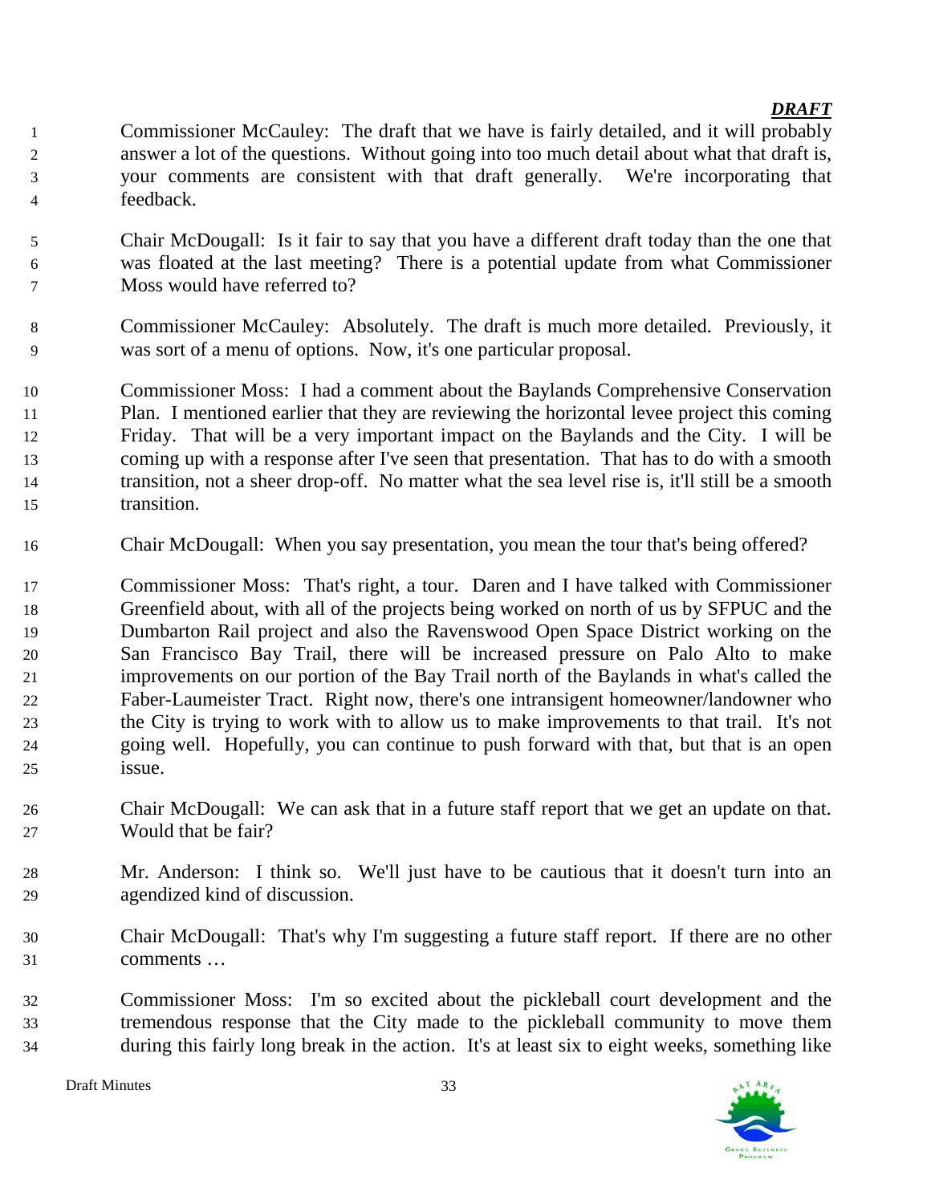Commissioner McCauley: The draft that we have is fairly detailed, and it will probably answer a lot of the questions. Without going into too much detail about what that draft is, your comments are consistent with that draft generally. We're incorporating that feedback.

Chair McDougall: Is it fair to say that you have a different draft today than the one that was floated at the last meeting? There is a potential update from what Commissioner Moss would have referred to?

Commissioner McCauley: Absolutely. The draft is much more detailed. Previously, it was sort of a menu of options. Now, it's one particular proposal.

Commissioner Moss: I had a comment about the Baylands Comprehensive Conservation Plan. I mentioned earlier that they are reviewing the horizontal levee project this coming Friday. That will be a very important impact on the Baylands and the City. I will be coming up with a response after I've seen that presentation. That has to do with a smooth transition, not a sheer drop-off. No matter what the sea level rise is, it'll still be a smooth transition.

Chair McDougall: When you say presentation, you mean the tour that's being offered?

Commissioner Moss: That's right, a tour. Daren and I have talked with Commissioner Greenfield about, with all of the projects being worked on north of us by SFPUC and the Dumbarton Rail project and also the Ravenswood Open Space District working on the San Francisco Bay Trail, there will be increased pressure on Palo Alto to make improvements on our portion of the Bay Trail north of the Baylands in what's called the Faber-Laumeister Tract. Right now, there's one intransigent homeowner/landowner who the City is trying to work with to allow us to make improvements to that trail. It's not going well. Hopefully, you can continue to push forward with that, but that is an open issue.

Chair McDougall: We can ask that in a future staff report that we get an update on that. Would that be fair?

Mr. Anderson: I think so. We'll just have to be cautious that it doesn't turn into an agendized kind of discussion.

Chair McDougall: That's why I'm suggesting a future staff report. If there are no other comments …

Commissioner Moss: I'm so excited about the pickleball court development and the tremendous response that the City made to the pickleball community to move them during this fairly long break in the action. It's at least six to eight weeks, something like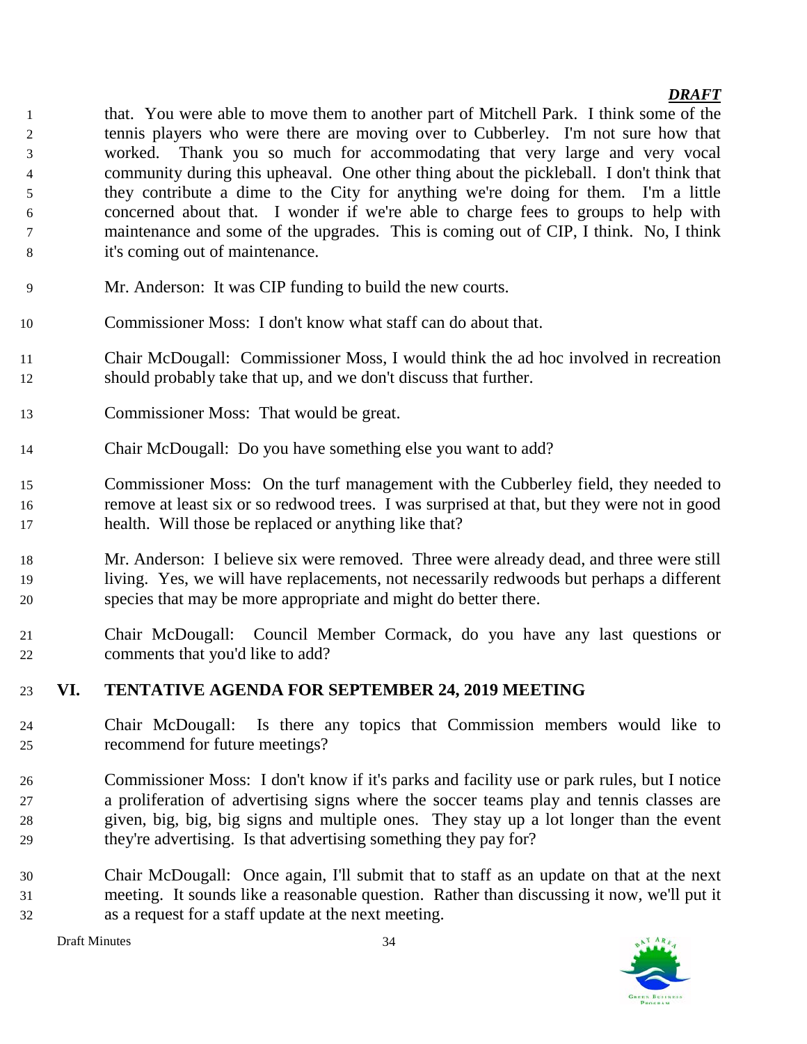that. You were able to move them to another part of Mitchell Park. I think some of the tennis players who were there are moving over to Cubberley. I'm not sure how that worked. Thank you so much for accommodating that very large and very vocal community during this upheaval. One other thing about the pickleball. I don't think that they contribute a dime to the City for anything we're doing for them. I'm a little concerned about that. I wonder if we're able to charge fees to groups to help with maintenance and some of the upgrades. This is coming out of CIP, I think. No, I think it's coming out of maintenance.

Mr. Anderson: It was CIP funding to build the new courts.

Commissioner Moss: I don't know what staff can do about that.

Chair McDougall: Commissioner Moss, I would think the ad hoc involved in recreation should probably take that up, and we don't discuss that further.

Commissioner Moss: That would be great.

Chair McDougall: Do you have something else you want to add?

Commissioner Moss: On the turf management with the Cubberley field, they needed to remove at least six or so redwood trees. I was surprised at that, but they were not in good health. Will those be replaced or anything like that?

Mr. Anderson: I believe six were removed. Three were already dead, and three were still living. Yes, we will have replacements, not necessarily redwoods but perhaps a different species that may be more appropriate and might do better there.

Chair McDougall: Council Member Cormack, do you have any last questions or comments that you'd like to add?

## VI. TENTATIVE AGENDA FOR SEPTEMBER 24, 2019 MEETING

Chair McDougall: Is there any topics that Commission members would like to recommend for future meetings?

Commissioner Moss: I don't know if it's parks and facility use or park rules, but I notice a proliferation of advertising signs where the soccer teams play and tennis classes are given, big, big, big signs and multiple ones. They stay up a lot longer than the event they're advertising. Is that advertising something they pay for?

Chair McDougall: Once again, I'll submit that to staff as an update on that at the next meeting. It sounds like a reasonable question. Rather than discussing it now, we'll put it as a request for a staff update at the next meeting.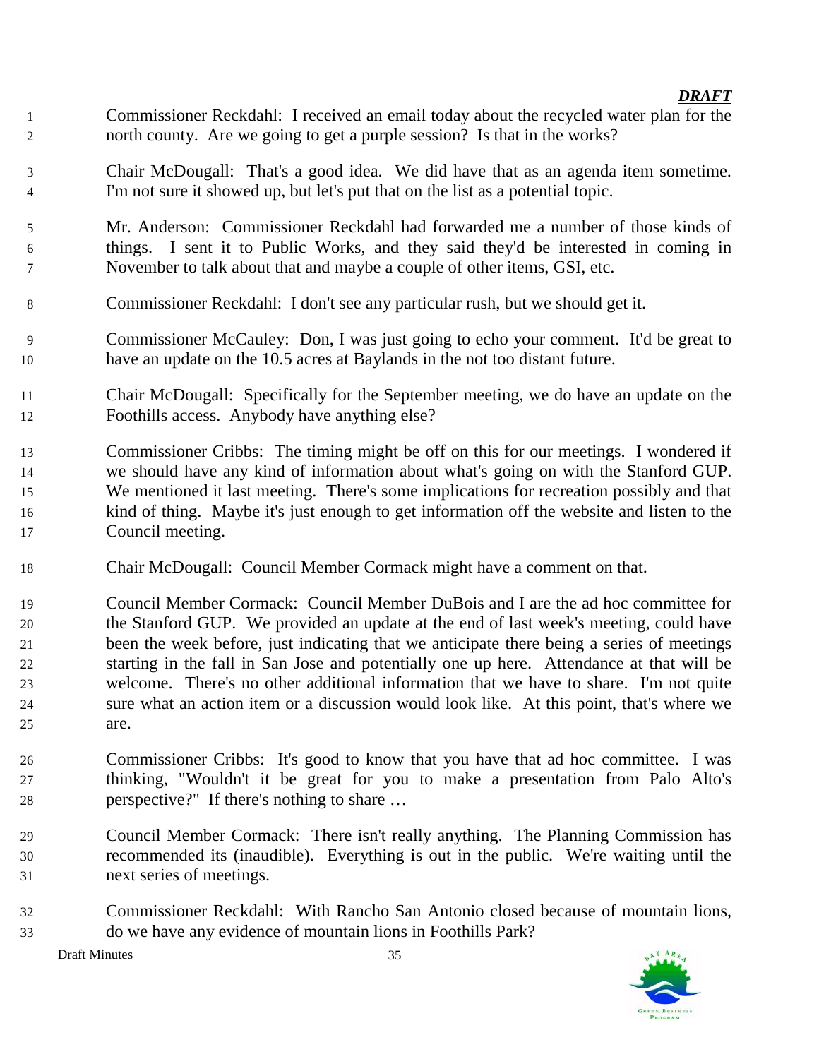Commissioner Reckdahl: I received an email today about the recycled water plan for the north county. Are we going to get a purple session? Is that in the works?

Chair McDougall: That's a good idea. We did have that as an agenda item sometime. I'm not sure it showed up, but let's put that on the list as a potential topic.

Mr. Anderson: Commissioner Reckdahl had forwarded me a number of those kinds of things. I sent it to Public Works, and they said they'd be interested in coming in November to talk about that and maybe a couple of other items, GSI, etc.

Commissioner Reckdahl: I don't see any particular rush, but we should get it.

Commissioner McCauley: Don, I was just going to echo your comment. It'd be great to have an update on the 10.5 acres at Baylands in the not too distant future.

Chair McDougall: Specifically for the September meeting, we do have an update on the Foothills access. Anybody have anything else?

Commissioner Cribbs: The timing might be off on this for our meetings. I wondered if we should have any kind of information about what's going on with the Stanford GUP. We mentioned it last meeting. There's some implications for recreation possibly and that kind of thing. Maybe it's just enough to get information off the website and listen to the Council meeting.

Chair McDougall: Council Member Cormack might have a comment on that.

Council Member Cormack: Council Member DuBois and I are the ad hoc committee for the Stanford GUP. We provided an update at the end of last week's meeting, could have been the week before, just indicating that we anticipate there being a series of meetings starting in the fall in San Jose and potentially one up here. Attendance at that will be welcome. There's no other additional information that we have to share. I'm not quite sure what an action item or a discussion would look like. At this point, that's where we are.

Commissioner Cribbs: It's good to know that you have that ad hoc committee. I was thinking, "Wouldn't it be great for you to make a presentation from Palo Alto's perspective?" If there's nothing to share …

Council Member Cormack: There isn't really anything. The Planning Commission has recommended its (inaudible). Everything is out in the public. We're waiting until the next series of meetings.

Commissioner Reckdahl: With Rancho San Antonio closed because of mountain lions, do we have any evidence of mountain lions in Foothills Park?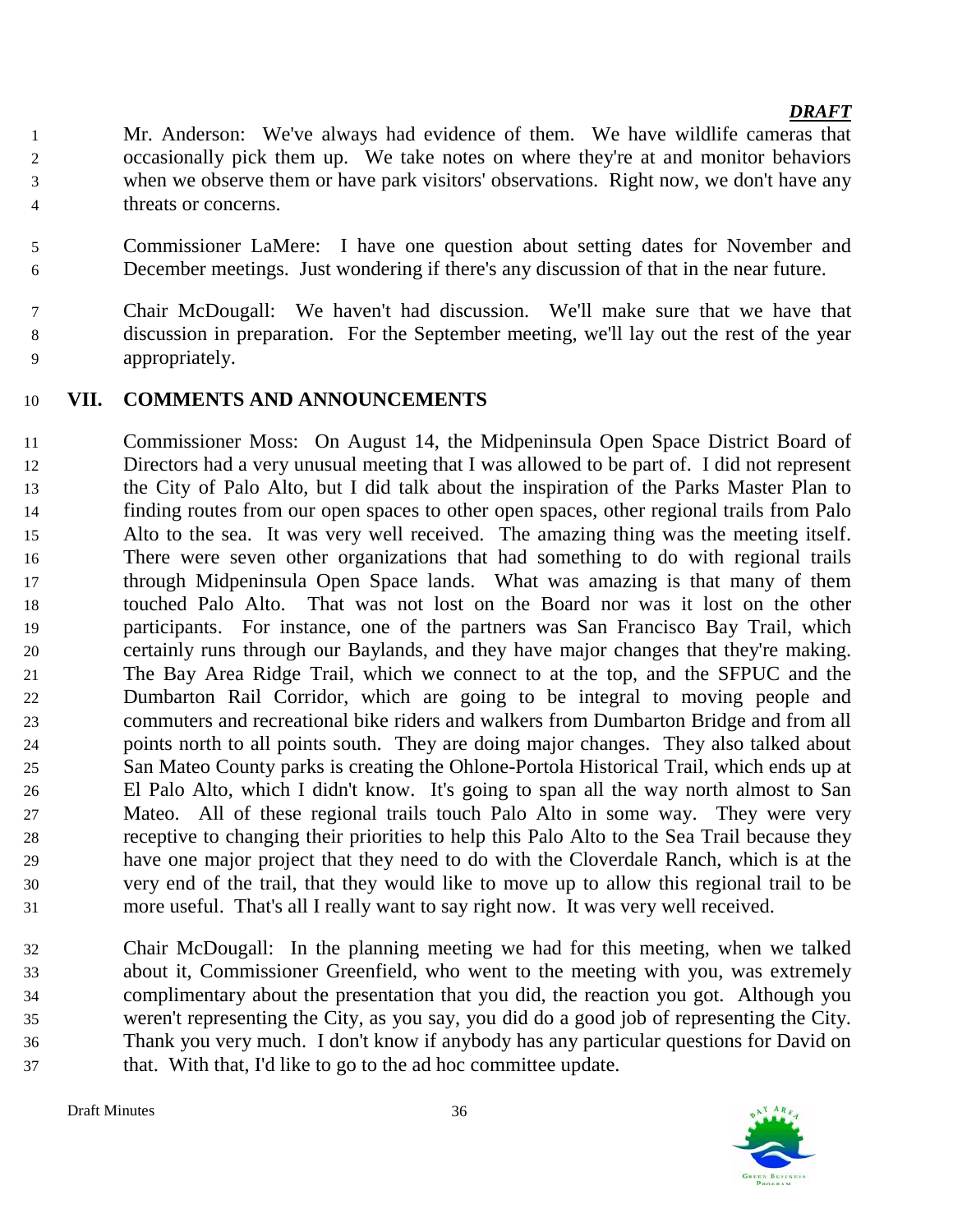*DRAFT*

Mr. Anderson: We've always had evidence of them. We have wildlife cameras that occasionally pick them up. We take notes on where they're at and monitor behaviors when we observe them or have park visitors' observations. Right now, we don't have any threats or concerns.

Commissioner LaMere: I have one question about setting dates for November and December meetings. Just wondering if there's any discussion of that in the near future.

Chair McDougall: We haven't had discussion. We'll make sure that we have that discussion in preparation. For the September meeting, we'll lay out the rest of the year appropriately.

## VII. COMMENTS AND ANNOUNCEMENTS

Commissioner Moss: On August 14, the Midpeninsula Open Space District Board of Directors had a very unusual meeting that I was allowed to be part of. I did not represent the City of Palo Alto, but I did talk about the inspiration of the Parks Master Plan to finding routes from our open spaces to other open spaces, other regional trails from Palo Alto to the sea. It was very well received. The amazing thing was the meeting itself. There were seven other organizations that had something to do with regional trails through Midpeninsula Open Space lands. What was amazing is that many of them touched Palo Alto. That was not lost on the Board nor was it lost on the other participants. For instance, one of the partners was San Francisco Bay Trail, which certainly runs through our Baylands, and they have major changes that they're making. The Bay Area Ridge Trail, which we connect to at the top, and the SFPUC and the Dumbarton Rail Corridor, which are going to be integral to moving people and commuters and recreational bike riders and walkers from Dumbarton Bridge and from all points north to all points south. They are doing major changes. They also talked about San Mateo County parks is creating the Ohlone-Portola Historical Trail, which ends up at El Palo Alto, which I didn't know. It's going to span all the way north almost to San Mateo. All of these regional trails touch Palo Alto in some way. They were very receptive to changing their priorities to help this Palo Alto to the Sea Trail because they have one major project that they need to do with the Cloverdale Ranch, which is at the very end of the trail, that they would like to move up to allow this regional trail to be more useful. That's all I really want to say right now. It was very well received.

Chair McDougall: In the planning meeting we had for this meeting, when we talked about it, Commissioner Greenfield, who went to the meeting with you, was extremely complimentary about the presentation that you did, the reaction you got. Although you weren't representing the City, as you say, you did do a good job of representing the City. Thank you very much. I don't know if anybody has any particular questions for David on that. With that, I'd like to go to the ad hoc committee update.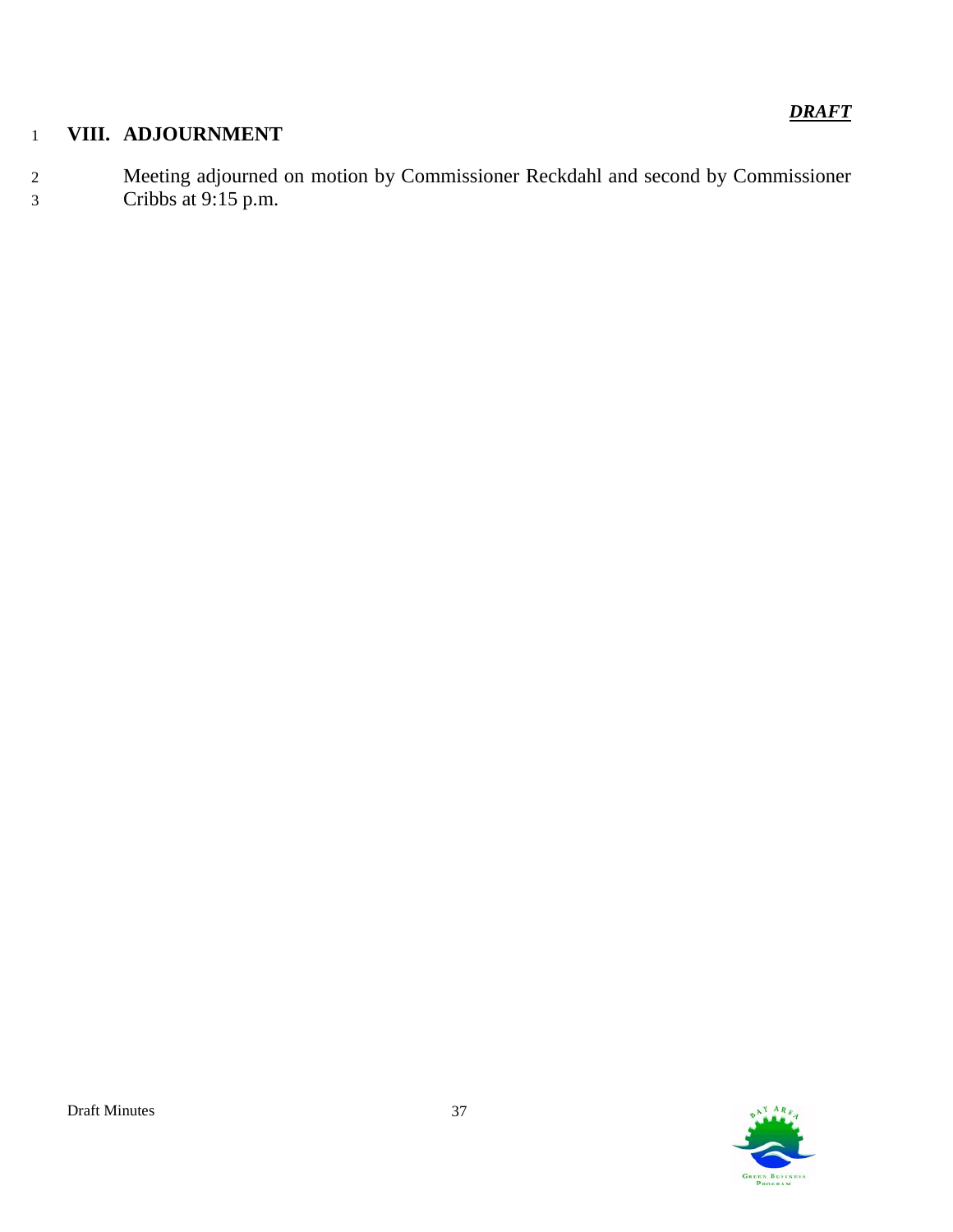***DRAFT***

## VIII. ADJOURNMENT

Meeting adjourned on motion by Commissioner Reckdahl and second by Commissioner Cribbs at 9:15 p.m.